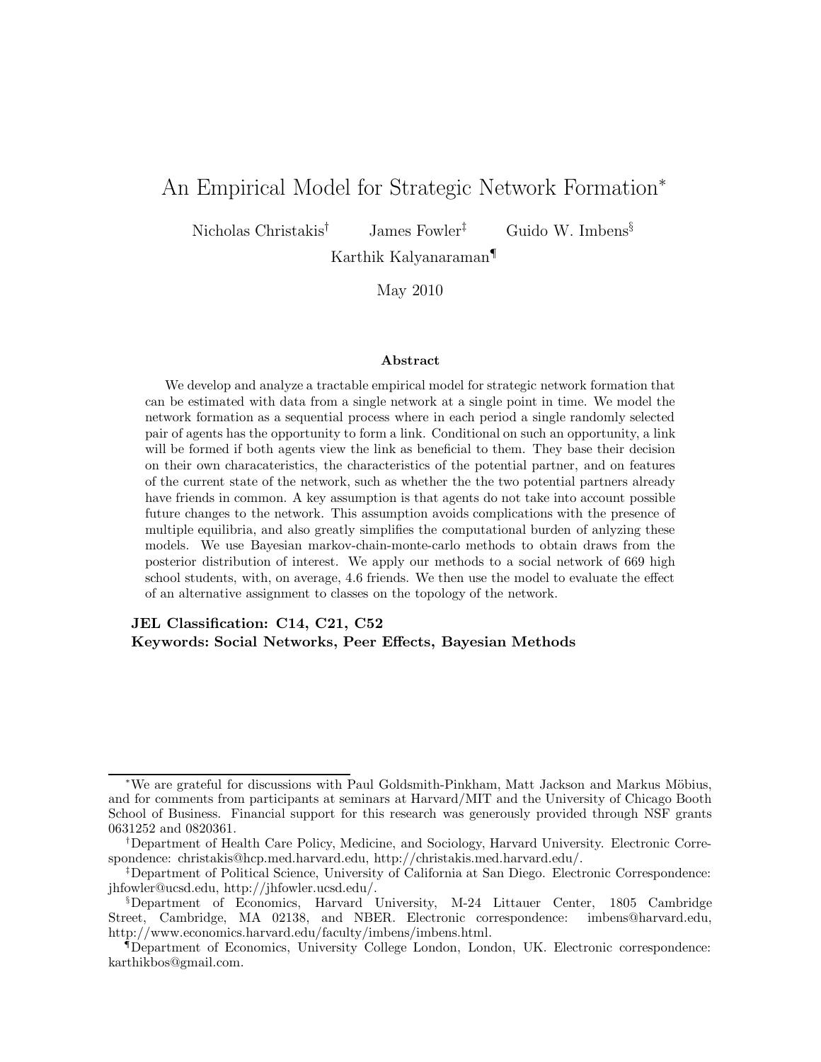# An Empirical Model for Strategic Network Formation[*]

Nicholas Christakis[†] James Fowler[‡] Guido W. Imbens[§]

Karthik Kalyanaraman[¶]

May 2010

### Abstract

We develop and analyze a tractable empirical model for strategic network formation that can be estimated with data from a single network at a single point in time. We model the network formation as a sequential process where in each period a single randomly selected pair of agents has the opportunity to form a link. Conditional on such an opportunity, a link will be formed if both agents view the link as beneficial to them. They base their decision on their own characateristics, the characteristics of the potential partner, and on features of the current state of the network, such as whether the the two potential partners already have friends in common. A key assumption is that agents do not take into account possible future changes to the network. This assumption avoids complications with the presence of multiple equilibria, and also greatly simplifies the computational burden of anlyzing these models. We use Bayesian markov-chain-monte-carlo methods to obtain draws from the posterior distribution of interest. We apply our methods to a social network of 669 high school students, with, on average, 4.6 friends. We then use the model to evaluate the effect of an alternative assignment to classes on the topology of the network.

**JEL Classification: C14, C21, C52**
**Keywords: Social Networks, Peer Effects, Bayesian Methods**

---

[*] We are grateful for discussions with Paul Goldsmith-Pinkham, Matt Jackson and Markus Möbius, and for comments from participants at seminars at Harvard/MIT and the University of Chicago Booth School of Business. Financial support for this research was generously provided through NSF grants 0631252 and 0820361.

[†] Department of Health Care Policy, Medicine, and Sociology, Harvard University. Electronic Correspondence: christakis@hcp.med.harvard.edu, http://christakis.med.harvard.edu/.

[‡] Department of Political Science, University of California at San Diego. Electronic Correspondence: jhfowler@ucsd.edu, http://jhfowler.ucsd.edu/.

[§] Department of Economics, Harvard University, M-24 Littauer Center, 1805 Cambridge Street, Cambridge, MA 02138, and NBER. Electronic correspondence: imbens@harvard.edu, http://www.economics.harvard.edu/faculty/imbens/imbens.html.

[¶] Department of Economics, University College London, London, UK. Electronic correspondence: karthikbos@gmail.com.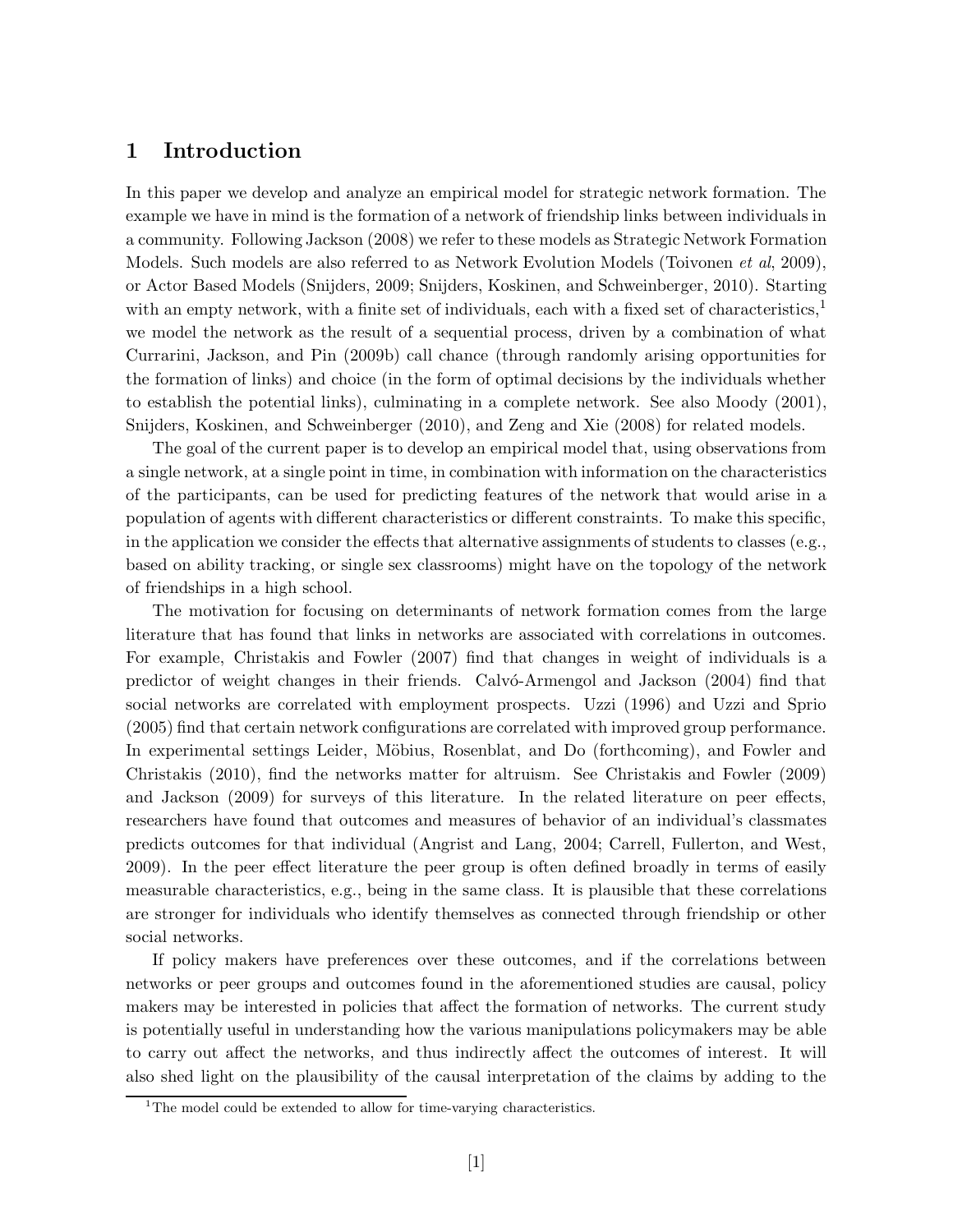## 1 Introduction

In this paper we develop and analyze an empirical model for strategic network formation. The example we have in mind is the formation of a network of friendship links between individuals in a community. Following Jackson (2008) we refer to these models as Strategic Network Formation Models. Such models are also referred to as Network Evolution Models (Toivonen *et al*, 2009), or Actor Based Models (Snijders, 2009; Snijders, Koskinen, and Schweinberger, 2010). Starting with an empty network, with a finite set of individuals, each with a fixed set of characteristics,[1] we model the network as the result of a sequential process, driven by a combination of what Currarini, Jackson, and Pin (2009b) call chance (through randomly arising opportunities for the formation of links) and choice (in the form of optimal decisions by the individuals whether to establish the potential links), culminating in a complete network. See also Moody (2001), Snijders, Koskinen, and Schweinberger (2010), and Zeng and Xie (2008) for related models.

The goal of the current paper is to develop an empirical model that, using observations from a single network, at a single point in time, in combination with information on the characteristics of the participants, can be used for predicting features of the network that would arise in a population of agents with different characteristics or different constraints. To make this specific, in the application we consider the effects that alternative assignments of students to classes (e.g., based on ability tracking, or single sex classrooms) might have on the topology of the network of friendships in a high school.

The motivation for focusing on determinants of network formation comes from the large literature that has found that links in networks are associated with correlations in outcomes. For example, Christakis and Fowler (2007) find that changes in weight of individuals is a predictor of weight changes in their friends. Calvó-Armengol and Jackson (2004) find that social networks are correlated with employment prospects. Uzzi (1996) and Uzzi and Sprio (2005) find that certain network configurations are correlated with improved group performance. In experimental settings Leider, Möbius, Rosenblat, and Do (forthcoming), and Fowler and Christakis (2010), find the networks matter for altruism. See Christakis and Fowler (2009) and Jackson (2009) for surveys of this literature. In the related literature on peer effects, researchers have found that outcomes and measures of behavior of an individual's classmates predicts outcomes for that individual (Angrist and Lang, 2004; Carrell, Fullerton, and West, 2009). In the peer effect literature the peer group is often defined broadly in terms of easily measurable characteristics, e.g., being in the same class. It is plausible that these correlations are stronger for individuals who identify themselves as connected through friendship or other social networks.

If policy makers have preferences over these outcomes, and if the correlations between networks or peer groups and outcomes found in the aforementioned studies are causal, policy makers may be interested in policies that affect the formation of networks. The current study is potentially useful in understanding how the various manipulations policymakers may be able to carry out affect the networks, and thus indirectly affect the outcomes of interest. It will also shed light on the plausibility of the causal interpretation of the claims by adding to the

[1] The model could be extended to allow for time-varying characteristics.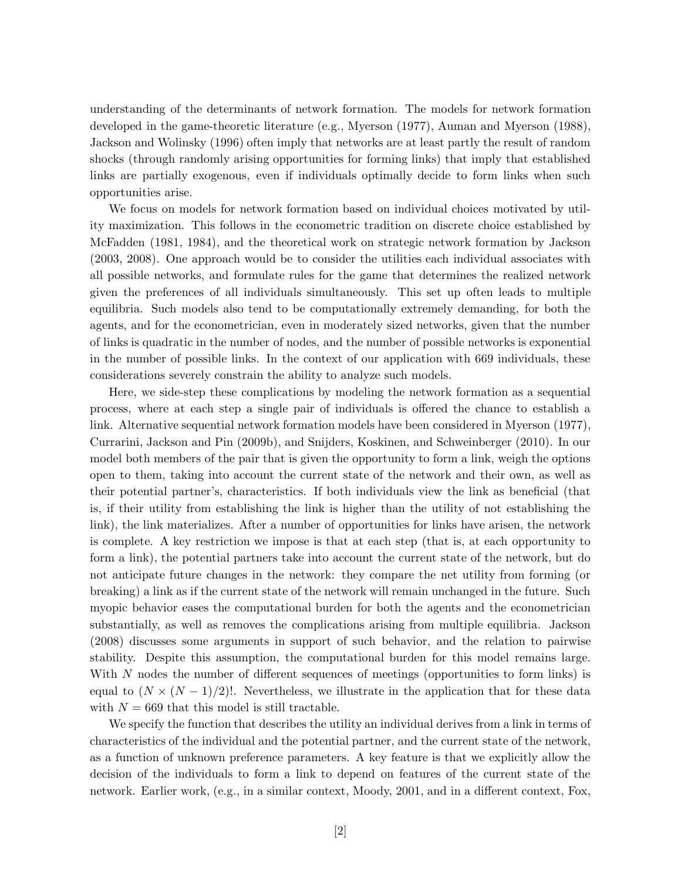understanding of the determinants of network formation. The models for network formation developed in the game-theoretic literature (e.g., Myerson (1977), Auman and Myerson (1988), Jackson and Wolinsky (1996) often imply that networks are at least partly the result of random shocks (through randomly arising opportunities for forming links) that imply that established links are partially exogenous, even if individuals optimally decide to form links when such opportunities arise.

We focus on models for network formation based on individual choices motivated by utility maximization. This follows in the econometric tradition on discrete choice established by McFadden (1981, 1984), and the theoretical work on strategic network formation by Jackson (2003, 2008). One approach would be to consider the utilities each individual associates with all possible networks, and formulate rules for the game that determines the realized network given the preferences of all individuals simultaneously. This set up often leads to multiple equilibria. Such models also tend to be computationally extremely demanding, for both the agents, and for the econometrician, even in moderately sized networks, given that the number of links is quadratic in the number of nodes, and the number of possible networks is exponential in the number of possible links. In the context of our application with 669 individuals, these considerations severely constrain the ability to analyze such models.

Here, we side-step these complications by modeling the network formation as a sequential process, where at each step a single pair of individuals is offered the chance to establish a link. Alternative sequential network formation models have been considered in Myerson (1977), Currarini, Jackson and Pin (2009b), and Snijders, Koskinen, and Schweinberger (2010). In our model both members of the pair that is given the opportunity to form a link, weigh the options open to them, taking into account the current state of the network and their own, as well as their potential partner's, characteristics. If both individuals view the link as beneficial (that is, if their utility from establishing the link is higher than the utility of not establishing the link), the link materializes. After a number of opportunities for links have arisen, the network is complete. A key restriction we impose is that at each step (that is, at each opportunity to form a link), the potential partners take into account the current state of the network, but do not anticipate future changes in the network: they compare the net utility from forming (or breaking) a link as if the current state of the network will remain unchanged in the future. Such myopic behavior eases the computational burden for both the agents and the econometrician substantially, as well as removes the complications arising from multiple equilibria. Jackson (2008) discusses some arguments in support of such behavior, and the relation to pairwise stability. Despite this assumption, the computational burden for this model remains large. With $N$ nodes the number of different sequences of meetings (opportunities to form links) is equal to $(N \times (N-1)/2)!$. Nevertheless, we illustrate in the application that for these data with $N = 669$ that this model is still tractable.

We specify the function that describes the utility an individual derives from a link in terms of characteristics of the individual and the potential partner, and the current state of the network, as a function of unknown preference parameters. A key feature is that we explicitly allow the decision of the individuals to form a link to depend on features of the current state of the network. Earlier work, (e.g., in a similar context, Moody, 2001, and in a different context, Fox,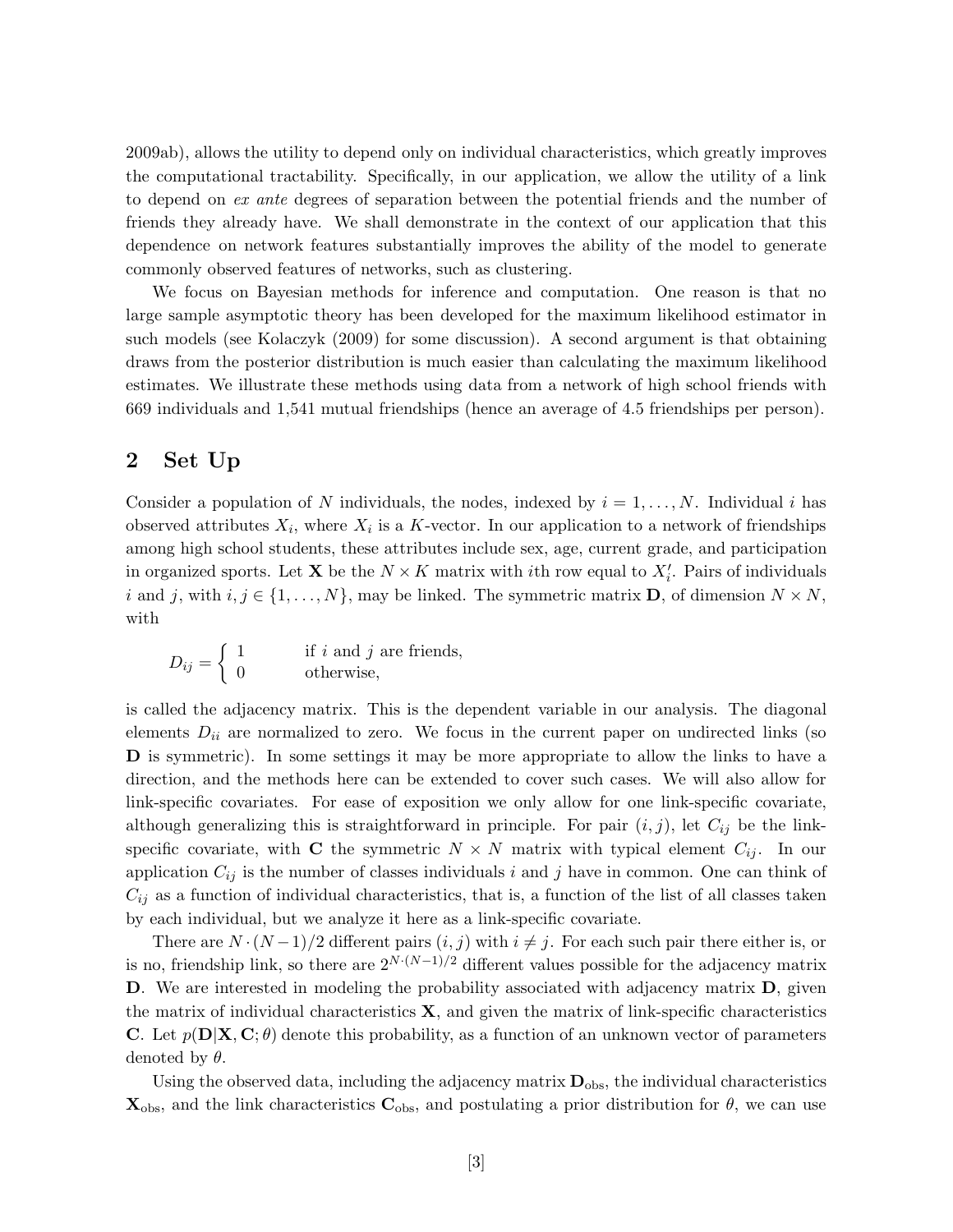2009ab), allows the utility to depend only on individual characteristics, which greatly improves the computational tractability. Specifically, in our application, we allow the utility of a link to depend on *ex ante* degrees of separation between the potential friends and the number of friends they already have. We shall demonstrate in the context of our application that this dependence on network features substantially improves the ability of the model to generate commonly observed features of networks, such as clustering.

We focus on Bayesian methods for inference and computation. One reason is that no large sample asymptotic theory has been developed for the maximum likelihood estimator in such models (see Kolaczyk (2009) for some discussion). A second argument is that obtaining draws from the posterior distribution is much easier than calculating the maximum likelihood estimates. We illustrate these methods using data from a network of high school friends with 669 individuals and 1,541 mutual friendships (hence an average of 4.5 friendships per person).

## 2 Set Up

Consider a population of $N$ individuals, the nodes, indexed by $i = 1, \ldots, N$. Individual $i$ has observed attributes $X_i$, where $X_i$ is a $K$-vector. In our application to a network of friendships among high school students, these attributes include sex, age, current grade, and participation in organized sports. Let $\mathbf{X}$ be the $N \times K$ matrix with $i$th row equal to $X_i'$. Pairs of individuals $i$ and $j$, with $i, j \in \{1, \ldots, N\}$, may be linked. The symmetric matrix $\mathbf{D}$, of dimension $N \times N$, with

$$D_{ij} = \begin{cases} 1 & \text{if } i \text{ and } j \text{ are friends,} \\ 0 & \text{otherwise,} \end{cases}$$

is called the adjacency matrix. This is the dependent variable in our analysis. The diagonal elements $D_{ii}$ are normalized to zero. We focus in the current paper on undirected links (so $\mathbf{D}$ is symmetric). In some settings it may be more appropriate to allow the links to have a direction, and the methods here can be extended to cover such cases. We will also allow for link-specific covariates. For ease of exposition we only allow for one link-specific covariate, although generalizing this is straightforward in principle. For pair $(i, j)$, let $C_{ij}$ be the link-specific covariate, with $\mathbf{C}$ the symmetric $N \times N$ matrix with typical element $C_{ij}$. In our application $C_{ij}$ is the number of classes individuals $i$ and $j$ have in common. One can think of $C_{ij}$ as a function of individual characteristics, that is, a function of the list of all classes taken by each individual, but we analyze it here as a link-specific covariate.

There are $N \cdot (N-1)/2$ different pairs $(i, j)$ with $i \neq j$. For each such pair there either is, or is no, friendship link, so there are $2^{N \cdot (N-1)/2}$ different values possible for the adjacency matrix $\mathbf{D}$. We are interested in modeling the probability associated with adjacency matrix $\mathbf{D}$, given the matrix of individual characteristics $\mathbf{X}$, and given the matrix of link-specific characteristics $\mathbf{C}$. Let $p(\mathbf{D}|\mathbf{X}, \mathbf{C}; \theta)$ denote this probability, as a function of an unknown vector of parameters denoted by $\theta$.

Using the observed data, including the adjacency matrix $\mathbf{D}_{\text{obs}}$, the individual characteristics $\mathbf{X}_{\text{obs}}$, and the link characteristics $\mathbf{C}_{\text{obs}}$, and postulating a prior distribution for $\theta$, we can use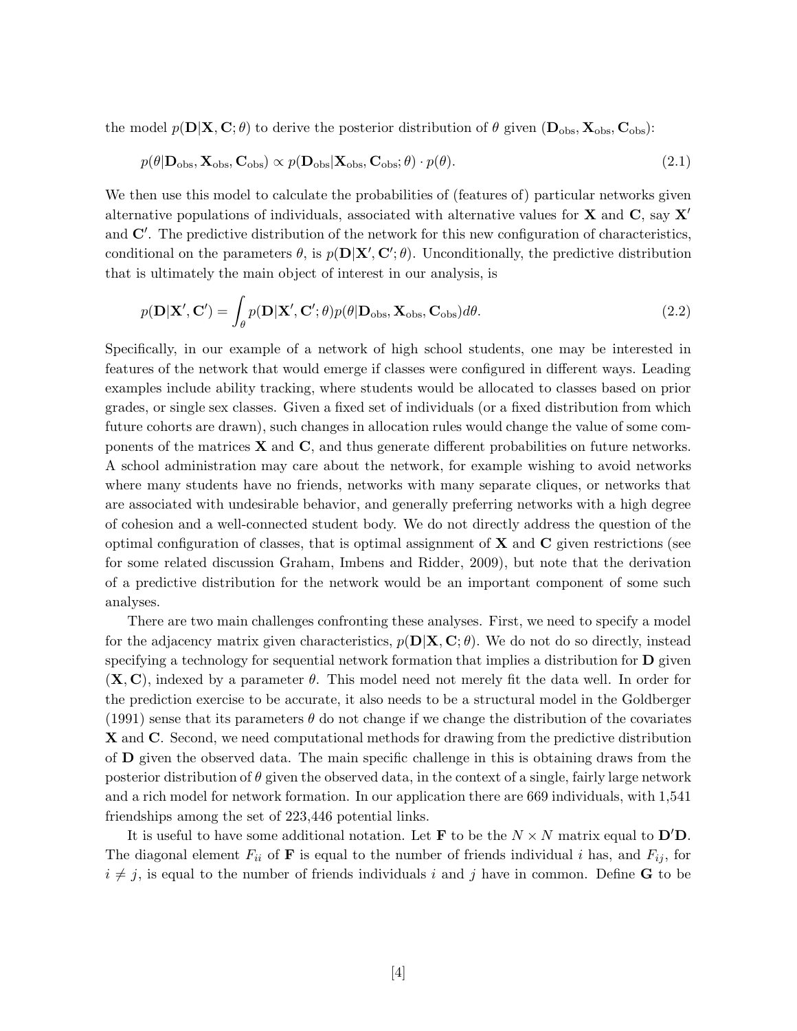the model $p(\mathbf{D}|\mathbf{X}, \mathbf{C}; \theta)$ to derive the posterior distribution of $\theta$ given $(\mathbf{D}_{\text{obs}}, \mathbf{X}_{\text{obs}}, \mathbf{C}_{\text{obs}})$:

$$p(\theta|\mathbf{D}_{\text{obs}}, \mathbf{X}_{\text{obs}}, \mathbf{C}_{\text{obs}}) \propto p(\mathbf{D}_{\text{obs}}|\mathbf{X}_{\text{obs}}, \mathbf{C}_{\text{obs}}; \theta) \cdot p(\theta). \tag{2.1}$$

We then use this model to calculate the probabilities of (features of) particular networks given alternative populations of individuals, associated with alternative values for $\mathbf{X}$ and $\mathbf{C}$, say $\mathbf{X}'$ and $\mathbf{C}'$. The predictive distribution of the network for this new configuration of characteristics, conditional on the parameters $\theta$, is $p(\mathbf{D}|\mathbf{X}', \mathbf{C}'; \theta)$. Unconditionally, the predictive distribution that is ultimately the main object of interest in our analysis, is

$$p(\mathbf{D}|\mathbf{X}', \mathbf{C}') = \int_{\theta} p(\mathbf{D}|\mathbf{X}', \mathbf{C}'; \theta) p(\theta|\mathbf{D}_{\text{obs}}, \mathbf{X}_{\text{obs}}, \mathbf{C}_{\text{obs}}) d\theta. \tag{2.2}$$

Specifically, in our example of a network of high school students, one may be interested in features of the network that would emerge if classes were configured in different ways. Leading examples include ability tracking, where students would be allocated to classes based on prior grades, or single sex classes. Given a fixed set of individuals (or a fixed distribution from which future cohorts are drawn), such changes in allocation rules would change the value of some components of the matrices $\mathbf{X}$ and $\mathbf{C}$, and thus generate different probabilities on future networks. A school administration may care about the network, for example wishing to avoid networks where many students have no friends, networks with many separate cliques, or networks that are associated with undesirable behavior, and generally preferring networks with a high degree of cohesion and a well-connected student body. We do not directly address the question of the optimal configuration of classes, that is optimal assignment of $\mathbf{X}$ and $\mathbf{C}$ given restrictions (see for some related discussion Graham, Imbens and Ridder, 2009), but note that the derivation of a predictive distribution for the network would be an important component of some such analyses.

There are two main challenges confronting these analyses. First, we need to specify a model for the adjacency matrix given characteristics, $p(\mathbf{D}|\mathbf{X}, \mathbf{C}; \theta)$. We do not do so directly, instead specifying a technology for sequential network formation that implies a distribution for $\mathbf{D}$ given $(\mathbf{X}, \mathbf{C})$, indexed by a parameter $\theta$. This model need not merely fit the data well. In order for the prediction exercise to be accurate, it also needs to be a structural model in the Goldberger (1991) sense that its parameters $\theta$ do not change if we change the distribution of the covariates $\mathbf{X}$ and $\mathbf{C}$. Second, we need computational methods for drawing from the predictive distribution of $\mathbf{D}$ given the observed data. The main specific challenge in this is obtaining draws from the posterior distribution of $\theta$ given the observed data, in the context of a single, fairly large network and a rich model for network formation. In our application there are 669 individuals, with 1,541 friendships among the set of 223,446 potential links.

It is useful to have some additional notation. Let $\mathbf{F}$ to be the $N \times N$ matrix equal to $\mathbf{D}'\mathbf{D}$. The diagonal element $F_{ii}$ of $\mathbf{F}$ is equal to the number of friends individual $i$ has, and $F_{ij}$, for $i \neq j$, is equal to the number of friends individuals $i$ and $j$ have in common. Define $\mathbf{G}$ to be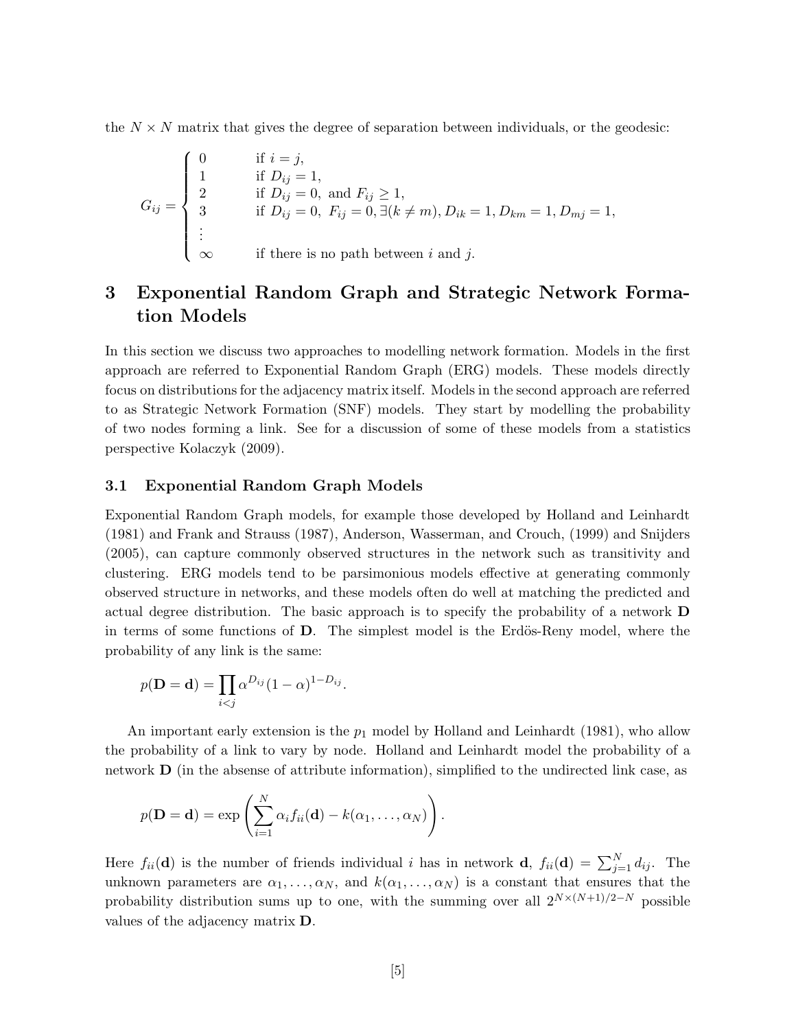the $N \times N$ matrix that gives the degree of separation between individuals, or the geodesic:

$$G_{ij} = \begin{cases} 0 & \text{if } i = j, \\ 1 & \text{if } D_{ij} = 1, \\ 2 & \text{if } D_{ij} = 0, \text{ and } F_{ij} \geq 1, \\ 3 & \text{if } D_{ij} = 0, \ F_{ij} = 0, \exists (k \neq m), D_{ik} = 1, D_{km} = 1, D_{mj} = 1, \\ \vdots & \\ \infty & \text{if there is no path between } i \text{ and } j. \end{cases}$$

# 3 Exponential Random Graph and Strategic Network Formation Models

In this section we discuss two approaches to modelling network formation. Models in the first approach are referred to Exponential Random Graph (ERG) models. These models directly focus on distributions for the adjacency matrix itself. Models in the second approach are referred to as Strategic Network Formation (SNF) models. They start by modelling the probability of two nodes forming a link. See for a discussion of some of these models from a statistics perspective Kolaczyk (2009).

## 3.1 Exponential Random Graph Models

Exponential Random Graph models, for example those developed by Holland and Leinhardt (1981) and Frank and Strauss (1987), Anderson, Wasserman, and Crouch, (1999) and Snijders (2005), can capture commonly observed structures in the network such as transitivity and clustering. ERG models tend to be parsimonious models effective at generating commonly observed structure in networks, and these models often do well at matching the predicted and actual degree distribution. The basic approach is to specify the probability of a network $\mathbf{D}$ in terms of some functions of $\mathbf{D}$. The simplest model is the Erdös-Reny model, where the probability of any link is the same:

$$p(\mathbf{D} = \mathbf{d}) = \prod_{i<j} \alpha^{D_{ij}} (1 - \alpha)^{1 - D_{ij}}.$$

An important early extension is the $p_1$ model by Holland and Leinhardt (1981), who allow the probability of a link to vary by node. Holland and Leinhardt model the probability of a network $\mathbf{D}$ (in the absense of attribute information), simplified to the undirected link case, as

$$p(\mathbf{D} = \mathbf{d}) = \exp\left( \sum_{i=1}^{N} \alpha_i f_{ii}(\mathbf{d}) - k(\alpha_1, \ldots, \alpha_N) \right).$$

Here $f_{ii}(\mathbf{d})$ is the number of friends individual $i$ has in network $\mathbf{d}$, $f_{ii}(\mathbf{d}) = \sum_{j=1}^{N} d_{ij}$. The unknown parameters are $\alpha_1, \ldots, \alpha_N$, and $k(\alpha_1, \ldots, \alpha_N)$ is a constant that ensures that the probability distribution sums up to one, with the summing over all $2^{N \times (N+1)/2 - N}$ possible values of the adjacency matrix $\mathbf{D}$.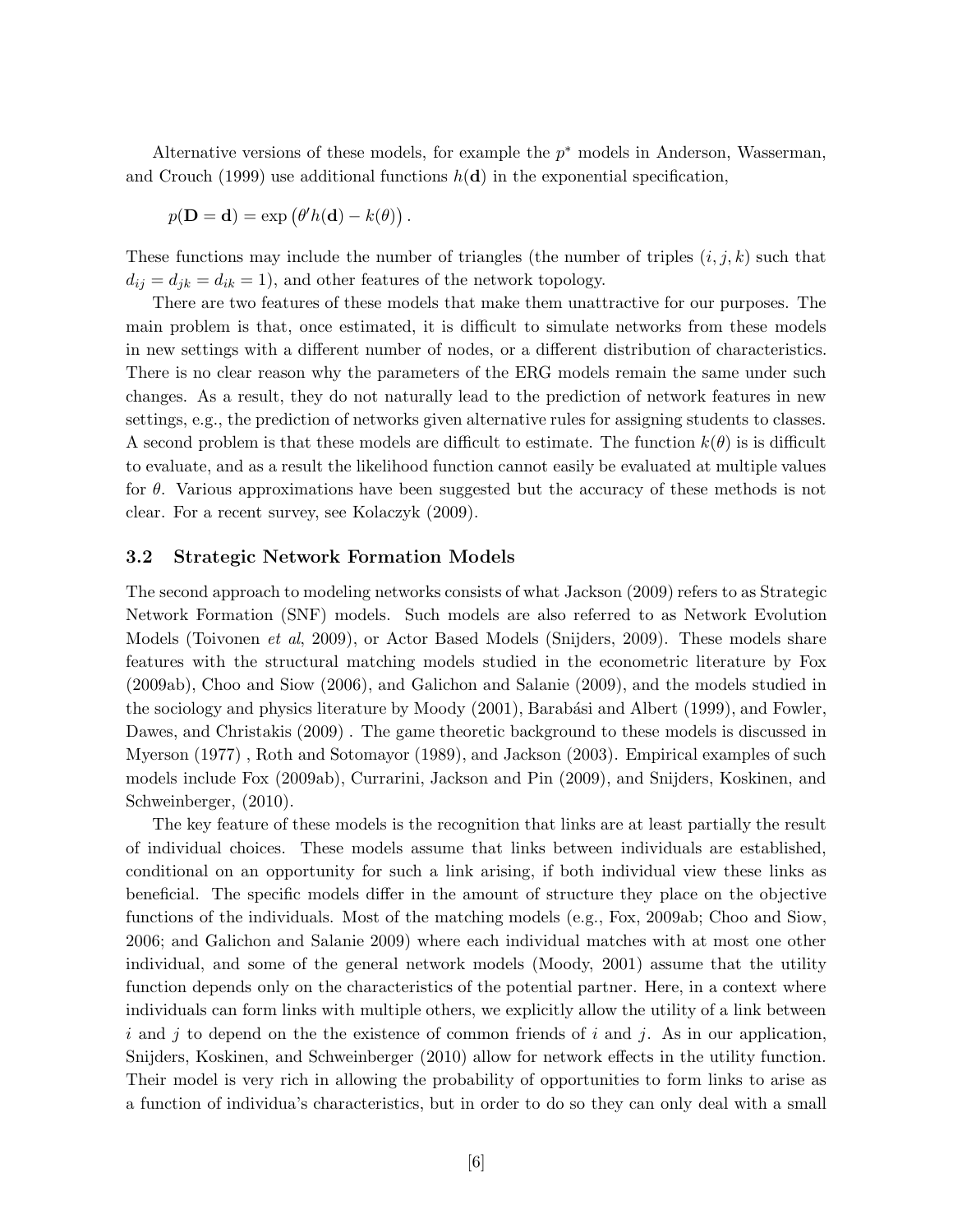Alternative versions of these models, for example the $p^*$ models in Anderson, Wasserman, and Crouch (1999) use additional functions $h(\mathbf{d})$ in the exponential specification,

$$p(\mathbf{D} = \mathbf{d}) = \exp\left(\theta' h(\mathbf{d}) - k(\theta)\right).$$

These functions may include the number of triangles (the number of triples $(i, j, k)$ such that $d_{ij} = d_{jk} = d_{ik} = 1$), and other features of the network topology.

There are two features of these models that make them unattractive for our purposes. The main problem is that, once estimated, it is difficult to simulate networks from these models in new settings with a different number of nodes, or a different distribution of characteristics. There is no clear reason why the parameters of the ERG models remain the same under such changes. As a result, they do not naturally lead to the prediction of network features in new settings, e.g., the prediction of networks given alternative rules for assigning students to classes. A second problem is that these models are difficult to estimate. The function $k(\theta)$ is is difficult to evaluate, and as a result the likelihood function cannot easily be evaluated at multiple values for $\theta$. Various approximations have been suggested but the accuracy of these methods is not clear. For a recent survey, see Kolaczyk (2009).

### 3.2 Strategic Network Formation Models

The second approach to modeling networks consists of what Jackson (2009) refers to as Strategic Network Formation (SNF) models. Such models are also referred to as Network Evolution Models (Toivonen *et al*, 2009), or Actor Based Models (Snijders, 2009). These models share features with the structural matching models studied in the econometric literature by Fox (2009ab), Choo and Siow (2006), and Galichon and Salanie (2009), and the models studied in the sociology and physics literature by Moody (2001), Barabási and Albert (1999), and Fowler, Dawes, and Christakis (2009) . The game theoretic background to these models is discussed in Myerson (1977) , Roth and Sotomayor (1989), and Jackson (2003). Empirical examples of such models include Fox (2009ab), Currarini, Jackson and Pin (2009), and Snijders, Koskinen, and Schweinberger, (2010).

The key feature of these models is the recognition that links are at least partially the result of individual choices. These models assume that links between individuals are established, conditional on an opportunity for such a link arising, if both individual view these links as beneficial. The specific models differ in the amount of structure they place on the objective functions of the individuals. Most of the matching models (e.g., Fox, 2009ab; Choo and Siow, 2006; and Galichon and Salanie 2009) where each individual matches with at most one other individual, and some of the general network models (Moody, 2001) assume that the utility function depends only on the characteristics of the potential partner. Here, in a context where individuals can form links with multiple others, we explicitly allow the utility of a link between $i$ and $j$ to depend on the the existence of common friends of $i$ and $j$. As in our application, Snijders, Koskinen, and Schweinberger (2010) allow for network effects in the utility function. Their model is very rich in allowing the probability of opportunities to form links to arise as a function of individua's characteristics, but in order to do so they can only deal with a small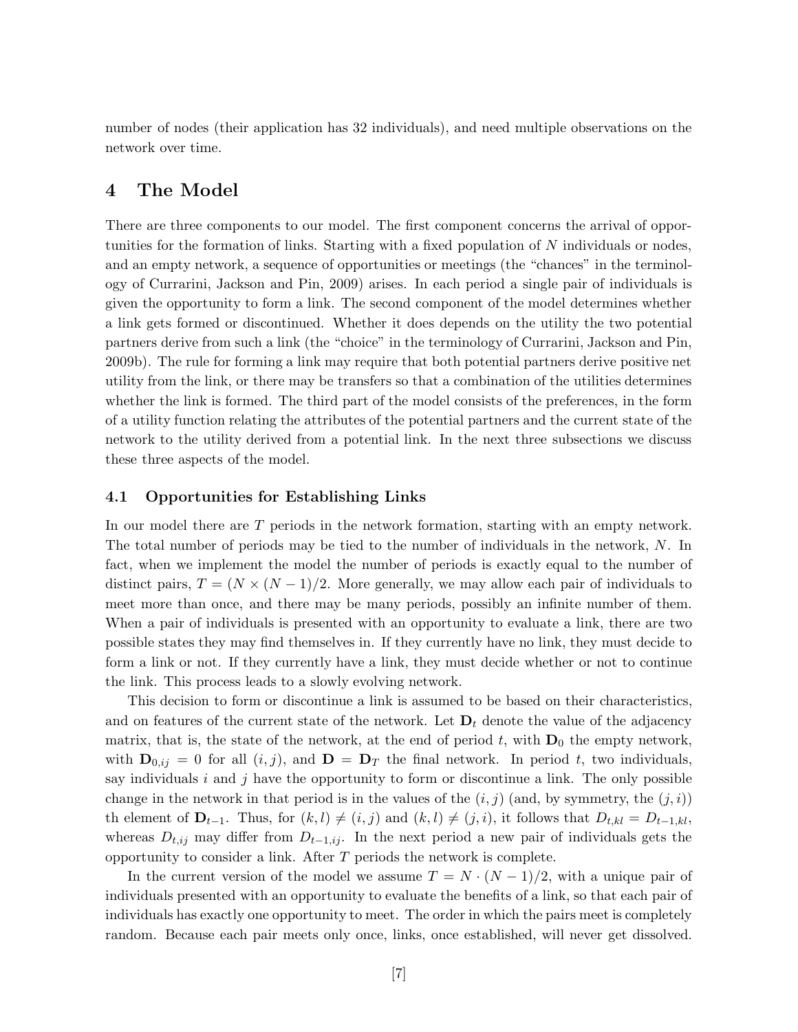number of nodes (their application has 32 individuals), and need multiple observations on the network over time.

## 4 The Model

There are three components to our model. The first component concerns the arrival of opportunities for the formation of links. Starting with a fixed population of $N$ individuals or nodes, and an empty network, a sequence of opportunities or meetings (the "chances" in the terminology of Currarini, Jackson and Pin, 2009) arises. In each period a single pair of individuals is given the opportunity to form a link. The second component of the model determines whether a link gets formed or discontinued. Whether it does depends on the utility the two potential partners derive from such a link (the "choice" in the terminology of Currarini, Jackson and Pin, 2009b). The rule for forming a link may require that both potential partners derive positive net utility from the link, or there may be transfers so that a combination of the utilities determines whether the link is formed. The third part of the model consists of the preferences, in the form of a utility function relating the attributes of the potential partners and the current state of the network to the utility derived from a potential link. In the next three subsections we discuss these three aspects of the model.

### 4.1 Opportunities for Establishing Links

In our model there are $T$ periods in the network formation, starting with an empty network. The total number of periods may be tied to the number of individuals in the network, $N$. In fact, when we implement the model the number of periods is exactly equal to the number of distinct pairs, $T = (N \times (N-1)/2$. More generally, we may allow each pair of individuals to meet more than once, and there may be many periods, possibly an infinite number of them. When a pair of individuals is presented with an opportunity to evaluate a link, there are two possible states they may find themselves in. If they currently have no link, they must decide to form a link or not. If they currently have a link, they must decide whether or not to continue the link. This process leads to a slowly evolving network.

This decision to form or discontinue a link is assumed to be based on their characteristics, and on features of the current state of the network. Let $\mathbf{D}_t$ denote the value of the adjacency matrix, that is, the state of the network, at the end of period $t$, with $\mathbf{D}_0$ the empty network, with $\mathbf{D}_{0,ij} = 0$ for all $(i,j)$, and $\mathbf{D} = \mathbf{D}_T$ the final network. In period $t$, two individuals, say individuals $i$ and $j$ have the opportunity to form or discontinue a link. The only possible change in the network in that period is in the values of the $(i,j)$ (and, by symmetry, the $(j,i)$) th element of $\mathbf{D}_{t-1}$. Thus, for $(k,l) \neq (i,j)$ and $(k,l) \neq (j,i)$, it follows that $D_{t,kl} = D_{t-1,kl}$, whereas $D_{t,ij}$ may differ from $D_{t-1,ij}$. In the next period a new pair of individuals gets the opportunity to consider a link. After $T$ periods the network is complete.

In the current version of the model we assume $T = N \cdot (N-1)/2$, with a unique pair of individuals presented with an opportunity to evaluate the benefits of a link, so that each pair of individuals has exactly one opportunity to meet. The order in which the pairs meet is completely random. Because each pair meets only once, links, once established, will never get dissolved.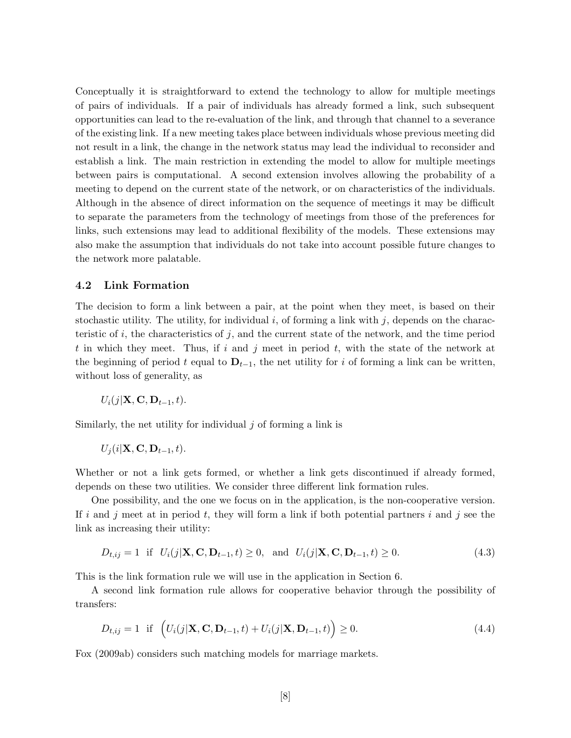Conceptually it is straightforward to extend the technology to allow for multiple meetings of pairs of individuals. If a pair of individuals has already formed a link, such subsequent opportunities can lead to the re-evaluation of the link, and through that channel to a severance of the existing link. If a new meeting takes place between individuals whose previous meeting did not result in a link, the change in the network status may lead the individual to reconsider and establish a link. The main restriction in extending the model to allow for multiple meetings between pairs is computational. A second extension involves allowing the probability of a meeting to depend on the current state of the network, or on characteristics of the individuals. Although in the absence of direct information on the sequence of meetings it may be difficult to separate the parameters from the technology of meetings from those of the preferences for links, such extensions may lead to additional flexibility of the models. These extensions may also make the assumption that individuals do not take into account possible future changes to the network more palatable.

### 4.2 Link Formation

The decision to form a link between a pair, at the point when they meet, is based on their stochastic utility. The utility, for individual $i$, of forming a link with $j$, depends on the characteristic of $i$, the characteristics of $j$, and the current state of the network, and the time period $t$ in which they meet. Thus, if $i$ and $j$ meet in period $t$, with the state of the network at the beginning of period $t$ equal to $\mathbf{D}_{t-1}$, the net utility for $i$ of forming a link can be written, without loss of generality, as

$$U_i(j|\mathbf{X}, \mathbf{C}, \mathbf{D}_{t-1}, t).$$

Similarly, the net utility for individual $j$ of forming a link is

$$U_j(i|\mathbf{X}, \mathbf{C}, \mathbf{D}_{t-1}, t).$$

Whether or not a link gets formed, or whether a link gets discontinued if already formed, depends on these two utilities. We consider three different link formation rules.

One possibility, and the one we focus on in the application, is the non-cooperative version. If $i$ and $j$ meet at in period $t$, they will form a link if both potential partners $i$ and $j$ see the link as increasing their utility:

$$D_{t,ij} = 1 \;\text{ if }\; U_i(j|\mathbf{X}, \mathbf{C}, \mathbf{D}_{t-1}, t) \geq 0, \;\text{ and }\; U_i(j|\mathbf{X}, \mathbf{C}, \mathbf{D}_{t-1}, t) \geq 0. \tag{4.3}$$

This is the link formation rule we will use in the application in Section 6.

A second link formation rule allows for cooperative behavior through the possibility of transfers:

$$D_{t,ij} = 1 \;\text{ if }\; \Big(U_i(j|\mathbf{X}, \mathbf{C}, \mathbf{D}_{t-1}, t) + U_i(j|\mathbf{X}, \mathbf{D}_{t-1}, t)\Big) \geq 0. \tag{4.4}$$

Fox (2009ab) considers such matching models for marriage markets.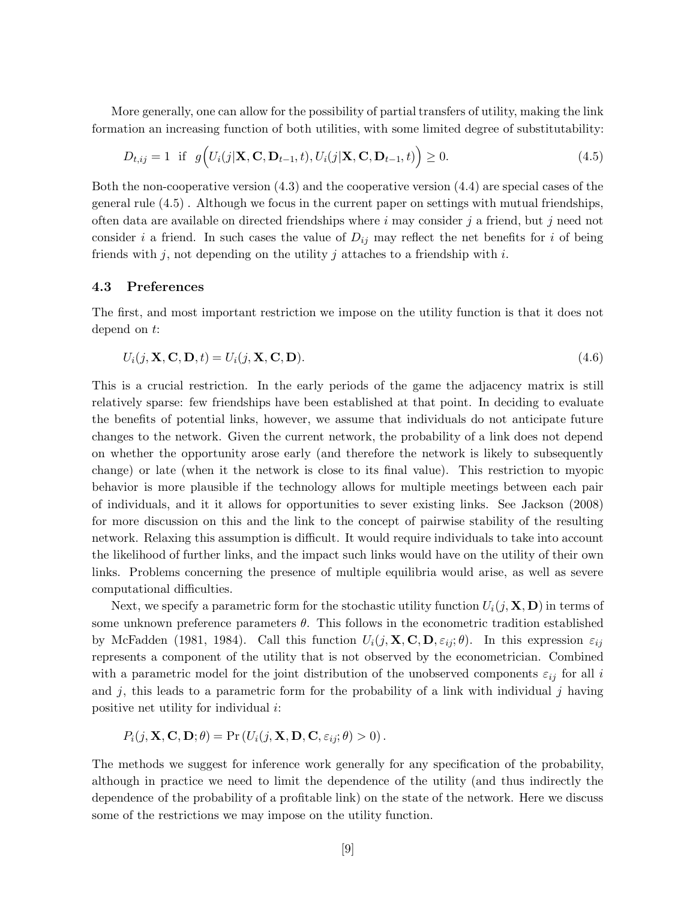More generally, one can allow for the possibility of partial transfers of utility, making the link formation an increasing function of both utilities, with some limited degree of substitutability:

$$D_{t,ij} = 1 \;\; \text{if} \;\; g\Big(U_i(j|\mathbf{X}, \mathbf{C}, \mathbf{D}_{t-1}, t), U_i(j|\mathbf{X}, \mathbf{C}, \mathbf{D}_{t-1}, t)\Big) \geq 0. \tag{4.5}$$

Both the non-cooperative version (4.3) and the cooperative version (4.4) are special cases of the general rule (4.5) . Although we focus in the current paper on settings with mutual friendships, often data are available on directed friendships where $i$ may consider $j$ a friend, but $j$ need not consider $i$ a friend. In such cases the value of $D_{ij}$ may reflect the net benefits for $i$ of being friends with $j$, not depending on the utility $j$ attaches to a friendship with $i$.

### 4.3 Preferences

The first, and most important restriction we impose on the utility function is that it does not depend on $t$:

$$U_i(j, \mathbf{X}, \mathbf{C}, \mathbf{D}, t) = U_i(j, \mathbf{X}, \mathbf{C}, \mathbf{D}). \tag{4.6}$$

This is a crucial restriction. In the early periods of the game the adjacency matrix is still relatively sparse: few friendships have been established at that point. In deciding to evaluate the benefits of potential links, however, we assume that individuals do not anticipate future changes to the network. Given the current network, the probability of a link does not depend on whether the opportunity arose early (and therefore the network is likely to subsequently change) or late (when it the network is close to its final value). This restriction to myopic behavior is more plausible if the technology allows for multiple meetings between each pair of individuals, and it it allows for opportunities to sever existing links. See Jackson (2008) for more discussion on this and the link to the concept of pairwise stability of the resulting network. Relaxing this assumption is difficult. It would require individuals to take into account the likelihood of further links, and the impact such links would have on the utility of their own links. Problems concerning the presence of multiple equilibria would arise, as well as severe computational difficulties.

Next, we specify a parametric form for the stochastic utility function $U_i(j, \mathbf{X}, \mathbf{D})$ in terms of some unknown preference parameters $\theta$. This follows in the econometric tradition established by McFadden (1981, 1984). Call this function $U_i(j, \mathbf{X}, \mathbf{C}, \mathbf{D}, \varepsilon_{ij}; \theta)$. In this expression $\varepsilon_{ij}$ represents a component of the utility that is not observed by the econometrician. Combined with a parametric model for the joint distribution of the unobserved components $\varepsilon_{ij}$ for all $i$ and $j$, this leads to a parametric form for the probability of a link with individual $j$ having positive net utility for individual $i$:

$$P_i(j, \mathbf{X}, \mathbf{C}, \mathbf{D}; \theta) = \Pr\left(U_i(j, \mathbf{X}, \mathbf{D}, \mathbf{C}, \varepsilon_{ij}; \theta) > 0\right).$$

The methods we suggest for inference work generally for any specification of the probability, although in practice we need to limit the dependence of the utility (and thus indirectly the dependence of the probability of a profitable link) on the state of the network. Here we discuss some of the restrictions we may impose on the utility function.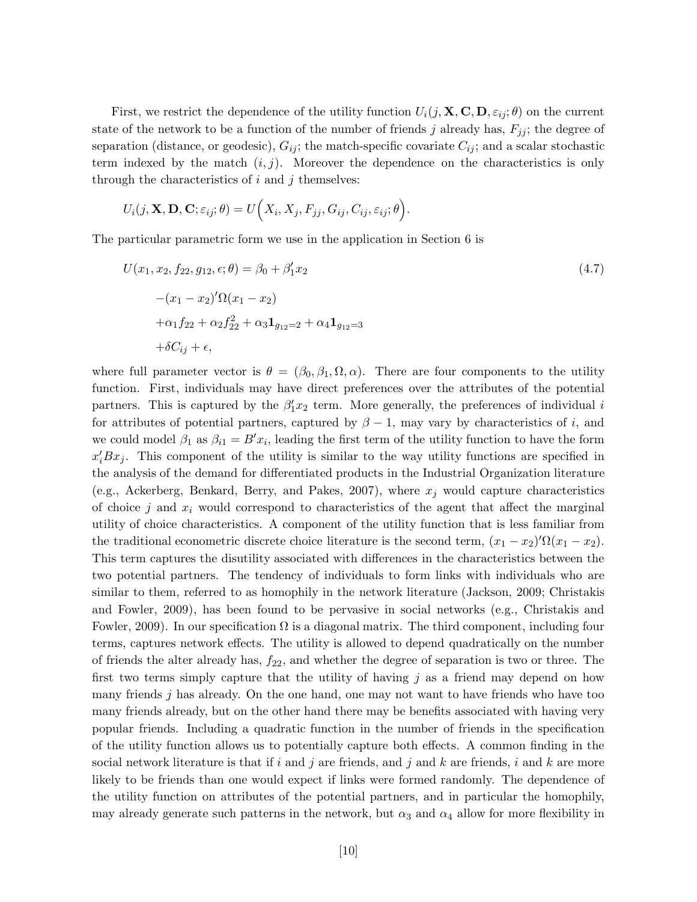First, we restrict the dependence of the utility function $U_i(j, \mathbf{X}, \mathbf{C}, \mathbf{D}, \varepsilon_{ij}; \theta)$ on the current state of the network to be a function of the number of friends $j$ already has, $F_{jj}$; the degree of separation (distance, or geodesic), $G_{ij}$; the match-specific covariate $C_{ij}$; and a scalar stochastic term indexed by the match $(i, j)$. Moreover the dependence on the characteristics is only through the characteristics of $i$ and $j$ themselves:

$$U_i(j, \mathbf{X}, \mathbf{D}, \mathbf{C}; \varepsilon_{ij}; \theta) = U\Big(X_i, X_j, F_{jj}, G_{ij}, C_{ij}, \varepsilon_{ij}; \theta\Big).$$

The particular parametric form we use in the application in Section 6 is

$$\begin{aligned} U(x_1, x_2, f_{22}, g_{12}, \epsilon; \theta) &= \beta_0 + \beta_1' x_2 \\ &\quad - (x_1 - x_2)'\Omega(x_1 - x_2) \\ &\quad + \alpha_1 f_{22} + \alpha_2 f_{22}^2 + \alpha_3 \mathbf{1}_{g_{12}=2} + \alpha_4 \mathbf{1}_{g_{12}=3} \\ &\quad + \delta C_{ij} + \epsilon, \end{aligned} \tag{4.7}$$

where full parameter vector is $\theta = (\beta_0, \beta_1, \Omega, \alpha)$. There are four components to the utility function. First, individuals may have direct preferences over the attributes of the potential partners. This is captured by the $\beta_1' x_2$ term. More generally, the preferences of individual $i$ for attributes of potential partners, captured by $\beta - 1$, may vary by characteristics of $i$, and we could model $\beta_1$ as $\beta_{i1} = B' x_i$, leading the first term of the utility function to have the form $x_i' B x_j$. This component of the utility is similar to the way utility functions are specified in the analysis of the demand for differentiated products in the Industrial Organization literature (e.g., Ackerberg, Benkard, Berry, and Pakes, 2007), where $x_j$ would capture characteristics of choice $j$ and $x_i$ would correspond to characteristics of the agent that affect the marginal utility of choice characteristics. A component of the utility function that is less familiar from the traditional econometric discrete choice literature is the second term, $(x_1 - x_2)'\Omega(x_1 - x_2)$. This term captures the disutility associated with differences in the characteristics between the two potential partners. The tendency of individuals to form links with individuals who are similar to them, referred to as homophily in the network literature (Jackson, 2009; Christakis and Fowler, 2009), has been found to be pervasive in social networks (e.g., Christakis and Fowler, 2009). In our specification $\Omega$ is a diagonal matrix. The third component, including four terms, captures network effects. The utility is allowed to depend quadratically on the number of friends the alter already has, $f_{22}$, and whether the degree of separation is two or three. The first two terms simply capture that the utility of having $j$ as a friend may depend on how many friends $j$ has already. On the one hand, one may not want to have friends who have too many friends already, but on the other hand there may be benefits associated with having very popular friends. Including a quadratic function in the number of friends in the specification of the utility function allows us to potentially capture both effects. A common finding in the social network literature is that if $i$ and $j$ are friends, and $j$ and $k$ are friends, $i$ and $k$ are more likely to be friends than one would expect if links were formed randomly. The dependence of the utility function on attributes of the potential partners, and in particular the homophily, may already generate such patterns in the network, but $\alpha_3$ and $\alpha_4$ allow for more flexibility in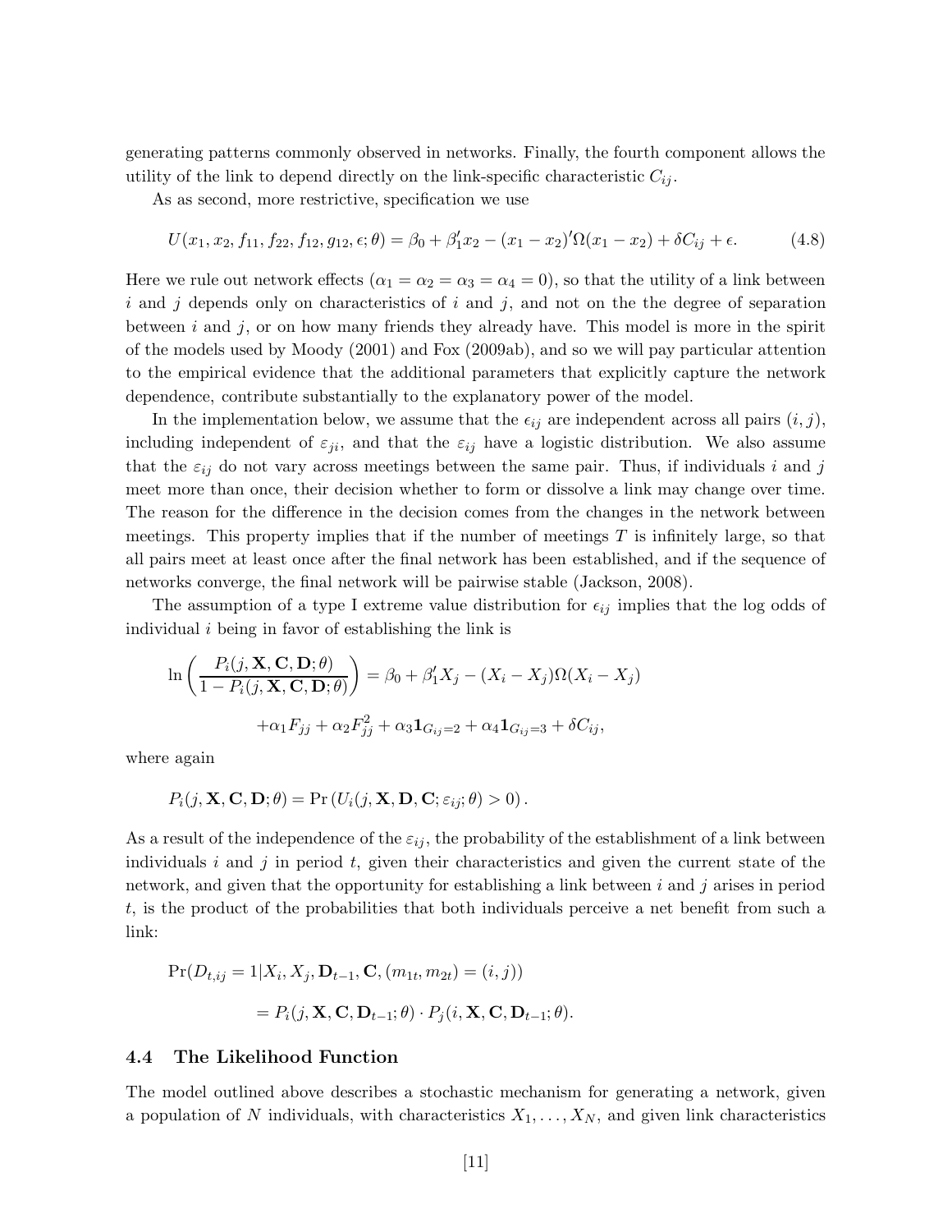generating patterns commonly observed in networks. Finally, the fourth component allows the utility of the link to depend directly on the link-specific characteristic $C_{ij}$.

As as second, more restrictive, specification we use

$$U(x_1, x_2, f_{11}, f_{22}, f_{12}, g_{12}, \epsilon; \theta) = \beta_0 + \beta_1' x_2 - (x_1 - x_2)'\Omega(x_1 - x_2) + \delta C_{ij} + \epsilon. \tag{4.8}$$

Here we rule out network effects ($\alpha_1 = \alpha_2 = \alpha_3 = \alpha_4 = 0$), so that the utility of a link between $i$ and $j$ depends only on characteristics of $i$ and $j$, and not on the the degree of separation between $i$ and $j$, or on how many friends they already have. This model is more in the spirit of the models used by Moody (2001) and Fox (2009ab), and so we will pay particular attention to the empirical evidence that the additional parameters that explicitly capture the network dependence, contribute substantially to the explanatory power of the model.

In the implementation below, we assume that the $\epsilon_{ij}$ are independent across all pairs $(i, j)$, including independent of $\varepsilon_{ji}$, and that the $\varepsilon_{ij}$ have a logistic distribution. We also assume that the $\varepsilon_{ij}$ do not vary across meetings between the same pair. Thus, if individuals $i$ and $j$ meet more than once, their decision whether to form or dissolve a link may change over time. The reason for the difference in the decision comes from the changes in the network between meetings. This property implies that if the number of meetings $T$ is infinitely large, so that all pairs meet at least once after the final network has been established, and if the sequence of networks converge, the final network will be pairwise stable (Jackson, 2008).

The assumption of a type I extreme value distribution for $\epsilon_{ij}$ implies that the log odds of individual $i$ being in favor of establishing the link is

$$\ln\left(\frac{P_i(j, \mathbf{X}, \mathbf{C}, \mathbf{D}; \theta)}{1 - P_i(j, \mathbf{X}, \mathbf{C}, \mathbf{D}; \theta)}\right) = \beta_0 + \beta_1' X_j - (X_i - X_j)'\Omega(X_i - X_j)$$

$$+\alpha_1 F_{jj} + \alpha_2 F_{jj}^2 + \alpha_3 \mathbf{1}_{G_{ij}=2} + \alpha_4 \mathbf{1}_{G_{ij}=3} + \delta C_{ij},$$

where again

$$P_i(j, \mathbf{X}, \mathbf{C}, \mathbf{D}; \theta) = \Pr\left(U_i(j, \mathbf{X}, \mathbf{D}, \mathbf{C}; \varepsilon_{ij}; \theta) > 0\right).$$

As a result of the independence of the $\varepsilon_{ij}$, the probability of the establishment of a link between individuals $i$ and $j$ in period $t$, given their characteristics and given the current state of the network, and given that the opportunity for establishing a link between $i$ and $j$ arises in period $t$, is the product of the probabilities that both individuals perceive a net benefit from such a link:

$$\Pr(D_{t,ij} = 1 | X_i, X_j, \mathbf{D}_{t-1}, \mathbf{C}, (m_{1t}, m_{2t}) = (i, j))$$

$$= P_i(j, \mathbf{X}, \mathbf{C}, \mathbf{D}_{t-1}; \theta) \cdot P_j(i, \mathbf{X}, \mathbf{C}, \mathbf{D}_{t-1}; \theta).$$

### 4.4 The Likelihood Function

The model outlined above describes a stochastic mechanism for generating a network, given a population of $N$ individuals, with characteristics $X_1, \ldots, X_N$, and given link characteristics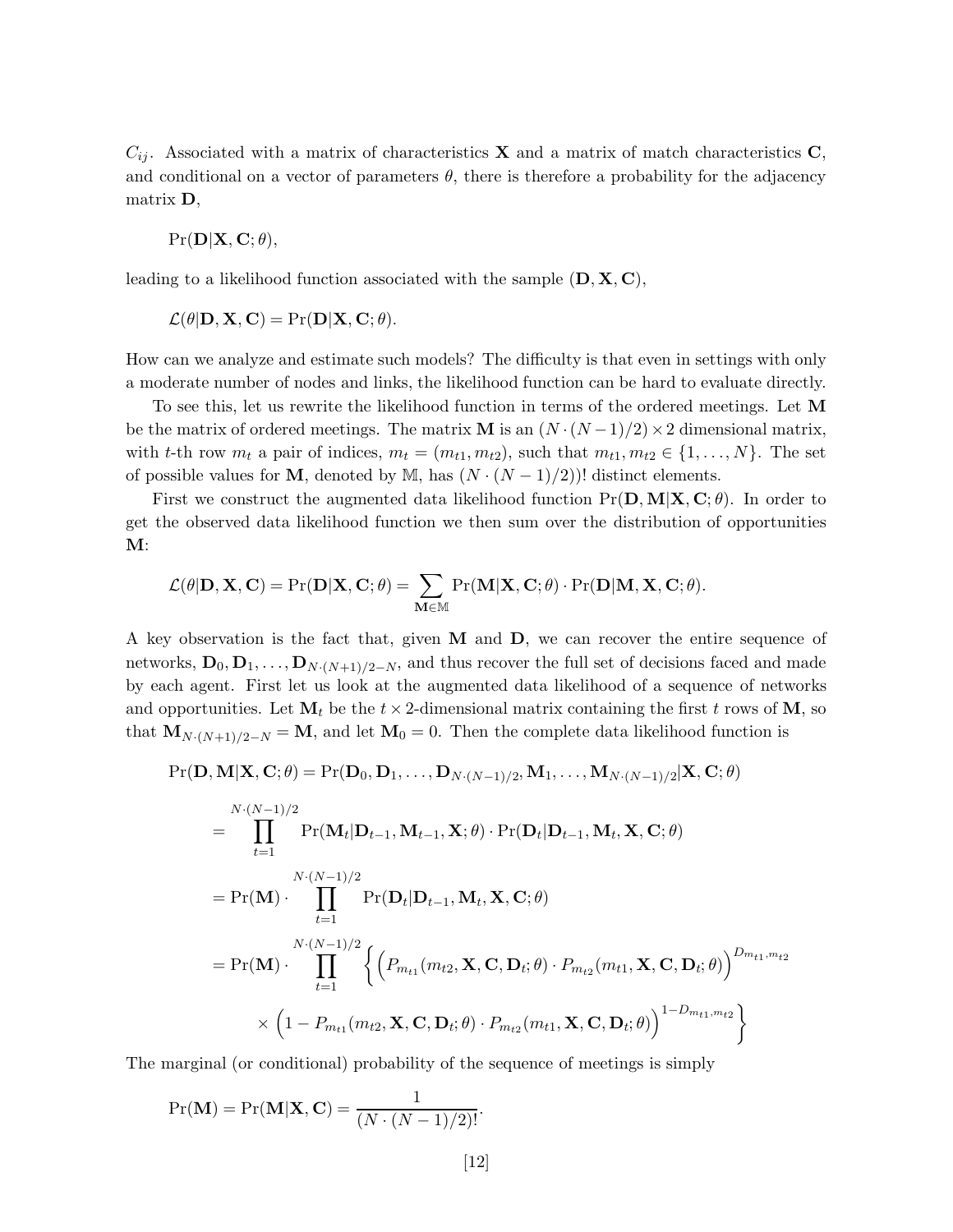$C_{ij}$. Associated with a matrix of characteristics $\mathbf{X}$ and a matrix of match characteristics $\mathbf{C}$, and conditional on a vector of parameters $\theta$, there is therefore a probability for the adjacency matrix $\mathbf{D}$,

$$\Pr(\mathbf{D}|\mathbf{X}, \mathbf{C}; \theta),$$

leading to a likelihood function associated with the sample $(\mathbf{D}, \mathbf{X}, \mathbf{C})$,

$$\mathcal{L}(\theta|\mathbf{D}, \mathbf{X}, \mathbf{C}) = \Pr(\mathbf{D}|\mathbf{X}, \mathbf{C}; \theta).$$

How can we analyze and estimate such models? The difficulty is that even in settings with only a moderate number of nodes and links, the likelihood function can be hard to evaluate directly.

To see this, let us rewrite the likelihood function in terms of the ordered meetings. Let $\mathbf{M}$ be the matrix of ordered meetings. The matrix $\mathbf{M}$ is an $(N \cdot (N-1)/2) \times 2$ dimensional matrix, with $t$-th row $m_t$ a pair of indices, $m_t = (m_{t1}, m_{t2})$, such that $m_{t1}, m_{t2} \in \{1, \ldots, N\}$. The set of possible values for $\mathbf{M}$, denoted by $\mathbb{M}$, has $(N \cdot (N-1)/2))!$ distinct elements.

First we construct the augmented data likelihood function $\Pr(\mathbf{D}, \mathbf{M}|\mathbf{X}, \mathbf{C}; \theta)$. In order to get the observed data likelihood function we then sum over the distribution of opportunities $\mathbf{M}$:

$$\mathcal{L}(\theta|\mathbf{D}, \mathbf{X}, \mathbf{C}) = \Pr(\mathbf{D}|\mathbf{X}, \mathbf{C}; \theta) = \sum_{\mathbf{M} \in \mathbb{M}} \Pr(\mathbf{M}|\mathbf{X}, \mathbf{C}; \theta) \cdot \Pr(\mathbf{D}|\mathbf{M}, \mathbf{X}, \mathbf{C}; \theta).$$

A key observation is the fact that, given $\mathbf{M}$ and $\mathbf{D}$, we can recover the entire sequence of networks, $\mathbf{D}_0, \mathbf{D}_1, \ldots, \mathbf{D}_{N \cdot (N+1)/2 - N}$, and thus recover the full set of decisions faced and made by each agent. First let us look at the augmented data likelihood of a sequence of networks and opportunities. Let $\mathbf{M}_t$ be the $t \times 2$-dimensional matrix containing the first $t$ rows of $\mathbf{M}$, so that $\mathbf{M}_{N \cdot (N+1)/2 - N} = \mathbf{M}$, and let $\mathbf{M}_0 = 0$. Then the complete data likelihood function is

$$\Pr(\mathbf{D}, \mathbf{M}|\mathbf{X}, \mathbf{C}; \theta) = \Pr(\mathbf{D}_0, \mathbf{D}_1, \ldots, \mathbf{D}_{N \cdot (N-1)/2}, \mathbf{M}_1, \ldots, \mathbf{M}_{N \cdot (N-1)/2}|\mathbf{X}, \mathbf{C}; \theta)$$

$$= \prod_{t=1}^{N \cdot (N-1)/2} \Pr(\mathbf{M}_t|\mathbf{D}_{t-1}, \mathbf{M}_{t-1}, \mathbf{X}; \theta) \cdot \Pr(\mathbf{D}_t|\mathbf{D}_{t-1}, \mathbf{M}_t, \mathbf{X}, \mathbf{C}; \theta)$$

$$= \Pr(\mathbf{M}) \cdot \prod_{t=1}^{N \cdot (N-1)/2} \Pr(\mathbf{D}_t|\mathbf{D}_{t-1}, \mathbf{M}_t, \mathbf{X}, \mathbf{C}; \theta)$$

$$= \Pr(\mathbf{M}) \cdot \prod_{t=1}^{N \cdot (N-1)/2} \left\{ \Big( P_{m_{t1}}(m_{t2}, \mathbf{X}, \mathbf{C}, \mathbf{D}_t; \theta) \cdot P_{m_{t2}}(m_{t1}, \mathbf{X}, \mathbf{C}, \mathbf{D}_t; \theta) \Big)^{D_{m_{t1}, m_{t2}}} \right.$$

$$\left. \times \Big( 1 - P_{m_{t1}}(m_{t2}, \mathbf{X}, \mathbf{C}, \mathbf{D}_t; \theta) \cdot P_{m_{t2}}(m_{t1}, \mathbf{X}, \mathbf{C}, \mathbf{D}_t; \theta) \Big)^{1 - D_{m_{t1}, m_{t2}}} \right\}$$

The marginal (or conditional) probability of the sequence of meetings is simply

$$\Pr(\mathbf{M}) = \Pr(\mathbf{M}|\mathbf{X}, \mathbf{C}) = \frac{1}{(N \cdot (N-1)/2)!}.$$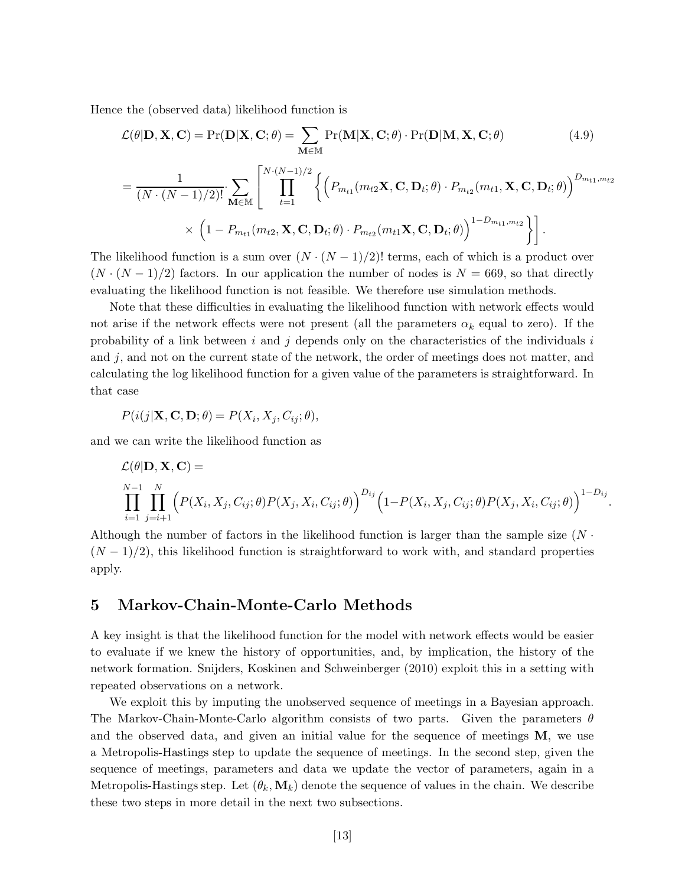Hence the (observed data) likelihood function is

$$
\mathcal{L}(\theta|\mathbf{D},\mathbf{X},\mathbf{C}) = \Pr(\mathbf{D}|\mathbf{X},\mathbf{C};\theta) = \sum_{\mathbf{M}\in\mathbb{M}} \Pr(\mathbf{M}|\mathbf{X},\mathbf{C};\theta)\cdot\Pr(\mathbf{D}|\mathbf{M},\mathbf{X},\mathbf{C};\theta) \tag{4.9}
$$

$$
= \frac{1}{(N\cdot(N-1)/2)!}\cdot\sum_{\mathbf{M}\in\mathbb{M}}\left[\prod_{t=1}^{N\cdot(N-1)/2}\left\{\Big(P_{m_{t1}}(m_{t2}\mathbf{X},\mathbf{C},\mathbf{D}_t;\theta)\cdot P_{m_{t2}}(m_{t1},\mathbf{X},\mathbf{C},\mathbf{D}_t;\theta)\Big)^{D_{m_{t1},m_{t2}}}\right.\right.
$$

$$
\left.\left.\times\ \Big(1-P_{m_{t1}}(m_{t2},\mathbf{X},\mathbf{C},\mathbf{D}_t;\theta)\cdot P_{m_{t2}}(m_{t1}\mathbf{X},\mathbf{C},\mathbf{D}_t;\theta)\Big)^{1-D_{m_{t1},m_{t2}}}\right\}\right].
$$

The likelihood function is a sum over $(N\cdot(N-1)/2)!$ terms, each of which is a product over $(N\cdot(N-1)/2)$ factors. In our application the number of nodes is $N=669$, so that directly evaluating the likelihood function is not feasible. We therefore use simulation methods.

Note that these difficulties in evaluating the likelihood function with network effects would not arise if the network effects were not present (all the parameters $\alpha_k$ equal to zero). If the probability of a link between $i$ and $j$ depends only on the characteristics of the individuals $i$ and $j$, and not on the current state of the network, the order of meetings does not matter, and calculating the log likelihood function for a given value of the parameters is straightforward. In that case

$$
P(i(j|\mathbf{X},\mathbf{C},\mathbf{D};\theta) = P(X_i,X_j,C_{ij};\theta),
$$

and we can write the likelihood function as

$$
\mathcal{L}(\theta|\mathbf{D},\mathbf{X},\mathbf{C}) =
$$

$$
\prod_{i=1}^{N-1}\prod_{j=i+1}^{N}\Big(P(X_i,X_j,C_{ij};\theta)P(X_j,X_i,C_{ij};\theta)\Big)^{D_{ij}}\Big(1-P(X_i,X_j,C_{ij};\theta)P(X_j,X_i,C_{ij};\theta)\Big)^{1-D_{ij}}.
$$

Although the number of factors in the likelihood function is larger than the sample size ($N\cdot(N-1)/2$), this likelihood function is straightforward to work with, and standard properties apply.

# 5 Markov-Chain-Monte-Carlo Methods

A key insight is that the likelihood function for the model with network effects would be easier to evaluate if we knew the history of opportunities, and, by implication, the history of the network formation. Snijders, Koskinen and Schweinberger (2010) exploit this in a setting with repeated observations on a network.

We exploit this by imputing the unobserved sequence of meetings in a Bayesian approach. The Markov-Chain-Monte-Carlo algorithm consists of two parts. Given the parameters $\theta$ and the observed data, and given an initial value for the sequence of meetings $\mathbf{M}$, we use a Metropolis-Hastings step to update the sequence of meetings. In the second step, given the sequence of meetings, parameters and data we update the vector of parameters, again in a Metropolis-Hastings step. Let $(\theta_k,\mathbf{M}_k)$ denote the sequence of values in the chain. We describe these two steps in more detail in the next two subsections.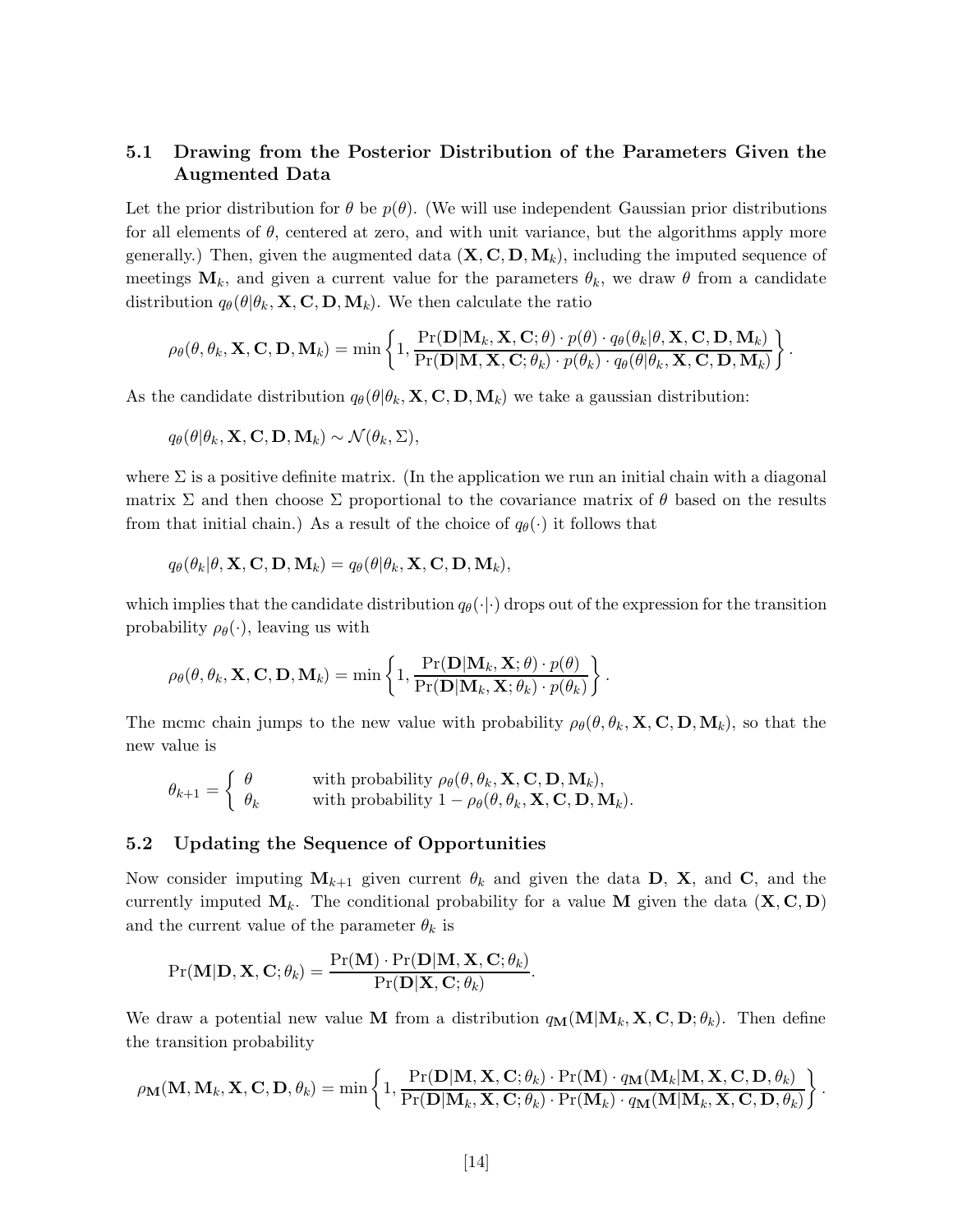## 5.1 Drawing from the Posterior Distribution of the Parameters Given the Augmented Data

Let the prior distribution for $\theta$ be $p(\theta)$. (We will use independent Gaussian prior distributions for all elements of $\theta$, centered at zero, and with unit variance, but the algorithms apply more generally.) Then, given the augmented data $(\mathbf{X}, \mathbf{C}, \mathbf{D}, \mathbf{M}_k)$, including the imputed sequence of meetings $\mathbf{M}_k$, and given a current value for the parameters $\theta_k$, we draw $\theta$ from a candidate distribution $q_\theta(\theta|\theta_k, \mathbf{X}, \mathbf{C}, \mathbf{D}, \mathbf{M}_k)$. We then calculate the ratio

$$\rho_\theta(\theta, \theta_k, \mathbf{X}, \mathbf{C}, \mathbf{D}, \mathbf{M}_k) = \min\left\{1, \frac{\Pr(\mathbf{D}|\mathbf{M}_k, \mathbf{X}, \mathbf{C}; \theta) \cdot p(\theta) \cdot q_\theta(\theta_k|\theta, \mathbf{X}, \mathbf{C}, \mathbf{D}, \mathbf{M}_k)}{\Pr(\mathbf{D}|\mathbf{M}, \mathbf{X}, \mathbf{C}; \theta_k) \cdot p(\theta_k) \cdot q_\theta(\theta|\theta_k, \mathbf{X}, \mathbf{C}, \mathbf{D}, \mathbf{M}_k)}\right\}.$$

As the candidate distribution $q_\theta(\theta|\theta_k, \mathbf{X}, \mathbf{C}, \mathbf{D}, \mathbf{M}_k)$ we take a gaussian distribution:

$$q_\theta(\theta|\theta_k, \mathbf{X}, \mathbf{C}, \mathbf{D}, \mathbf{M}_k) \sim \mathcal{N}(\theta_k, \Sigma),$$

where $\Sigma$ is a positive definite matrix. (In the application we run an initial chain with a diagonal matrix $\Sigma$ and then choose $\Sigma$ proportional to the covariance matrix of $\theta$ based on the results from that initial chain.) As a result of the choice of $q_\theta(\cdot)$ it follows that

$$q_\theta(\theta_k|\theta, \mathbf{X}, \mathbf{C}, \mathbf{D}, \mathbf{M}_k) = q_\theta(\theta|\theta_k, \mathbf{X}, \mathbf{C}, \mathbf{D}, \mathbf{M}_k),$$

which implies that the candidate distribution $q_\theta(\cdot|\cdot)$ drops out of the expression for the transition probability $\rho_\theta(\cdot)$, leaving us with

$$\rho_\theta(\theta, \theta_k, \mathbf{X}, \mathbf{C}, \mathbf{D}, \mathbf{M}_k) = \min\left\{1, \frac{\Pr(\mathbf{D}|\mathbf{M}_k, \mathbf{X}; \theta) \cdot p(\theta)}{\Pr(\mathbf{D}|\mathbf{M}_k, \mathbf{X}; \theta_k) \cdot p(\theta_k)}\right\}.$$

The mcmc chain jumps to the new value with probability $\rho_\theta(\theta, \theta_k, \mathbf{X}, \mathbf{C}, \mathbf{D}, \mathbf{M}_k)$, so that the new value is

$$\theta_{k+1} = \begin{cases} \theta & \text{with probability } \rho_\theta(\theta, \theta_k, \mathbf{X}, \mathbf{C}, \mathbf{D}, \mathbf{M}_k), \\ \theta_k & \text{with probability } 1 - \rho_\theta(\theta, \theta_k, \mathbf{X}, \mathbf{C}, \mathbf{D}, \mathbf{M}_k). \end{cases}$$

## 5.2 Updating the Sequence of Opportunities

Now consider imputing $\mathbf{M}_{k+1}$ given current $\theta_k$ and given the data $\mathbf{D}$, $\mathbf{X}$, and $\mathbf{C}$, and the currently imputed $\mathbf{M}_k$. The conditional probability for a value $\mathbf{M}$ given the data $(\mathbf{X}, \mathbf{C}, \mathbf{D})$ and the current value of the parameter $\theta_k$ is

$$\Pr(\mathbf{M}|\mathbf{D}, \mathbf{X}, \mathbf{C}; \theta_k) = \frac{\Pr(\mathbf{M}) \cdot \Pr(\mathbf{D}|\mathbf{M}, \mathbf{X}, \mathbf{C}; \theta_k)}{\Pr(\mathbf{D}|\mathbf{X}, \mathbf{C}; \theta_k)}.$$

We draw a potential new value $\mathbf{M}$ from a distribution $q_{\mathbf{M}}(\mathbf{M}|\mathbf{M}_k, \mathbf{X}, \mathbf{C}, \mathbf{D}; \theta_k)$. Then define the transition probability

$$\rho_{\mathbf{M}}(\mathbf{M}, \mathbf{M}_k, \mathbf{X}, \mathbf{C}, \mathbf{D}, \theta_k) = \min\left\{1, \frac{\Pr(\mathbf{D}|\mathbf{M}, \mathbf{X}, \mathbf{C}; \theta_k) \cdot \Pr(\mathbf{M}) \cdot q_{\mathbf{M}}(\mathbf{M}_k|\mathbf{M}, \mathbf{X}, \mathbf{C}, \mathbf{D}, \theta_k)}{\Pr(\mathbf{D}|\mathbf{M}_k, \mathbf{X}, \mathbf{C}; \theta_k) \cdot \Pr(\mathbf{M}_k) \cdot q_{\mathbf{M}}(\mathbf{M}|\mathbf{M}_k, \mathbf{X}, \mathbf{C}, \mathbf{D}, \theta_k)}\right\}.$$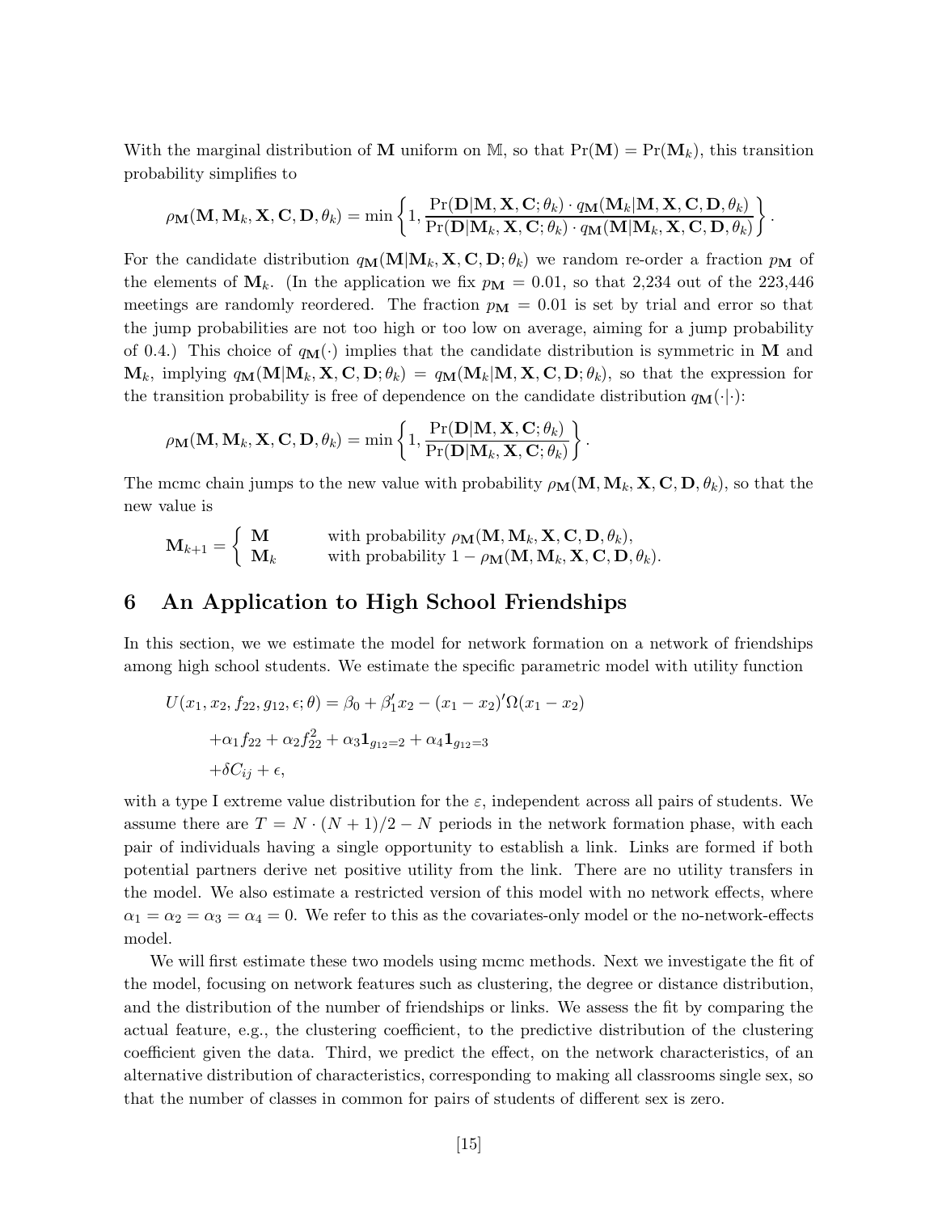With the marginal distribution of $\mathbf{M}$ uniform on $\mathbb{M}$, so that $\Pr(\mathbf{M}) = \Pr(\mathbf{M}_k)$, this transition probability simplifies to

$$\rho_{\mathbf{M}}(\mathbf{M}, \mathbf{M}_k, \mathbf{X}, \mathbf{C}, \mathbf{D}, \theta_k) = \min\left\{1, \frac{\Pr(\mathbf{D}|\mathbf{M}, \mathbf{X}, \mathbf{C}; \theta_k) \cdot q_{\mathbf{M}}(\mathbf{M}_k|\mathbf{M}, \mathbf{X}, \mathbf{C}, \mathbf{D}, \theta_k)}{\Pr(\mathbf{D}|\mathbf{M}_k, \mathbf{X}, \mathbf{C}; \theta_k) \cdot q_{\mathbf{M}}(\mathbf{M}|\mathbf{M}_k, \mathbf{X}, \mathbf{C}, \mathbf{D}, \theta_k)}\right\}.$$

For the candidate distribution $q_{\mathbf{M}}(\mathbf{M}|\mathbf{M}_k, \mathbf{X}, \mathbf{C}, \mathbf{D}; \theta_k)$ we random re-order a fraction $p_{\mathbf{M}}$ of the elements of $\mathbf{M}_k$. (In the application we fix $p_{\mathbf{M}} = 0.01$, so that 2,234 out of the 223,446 meetings are randomly reordered. The fraction $p_{\mathbf{M}} = 0.01$ is set by trial and error so that the jump probabilities are not too high or too low on average, aiming for a jump probability of 0.4.) This choice of $q_{\mathbf{M}}(\cdot)$ implies that the candidate distribution is symmetric in $\mathbf{M}$ and $\mathbf{M}_k$, implying $q_{\mathbf{M}}(\mathbf{M}|\mathbf{M}_k, \mathbf{X}, \mathbf{C}, \mathbf{D}; \theta_k) = q_{\mathbf{M}}(\mathbf{M}_k|\mathbf{M}, \mathbf{X}, \mathbf{C}, \mathbf{D}; \theta_k)$, so that the expression for the transition probability is free of dependence on the candidate distribution $q_{\mathbf{M}}(\cdot|\cdot)$:

$$\rho_{\mathbf{M}}(\mathbf{M}, \mathbf{M}_k, \mathbf{X}, \mathbf{C}, \mathbf{D}, \theta_k) = \min\left\{1, \frac{\Pr(\mathbf{D}|\mathbf{M}, \mathbf{X}, \mathbf{C}; \theta_k)}{\Pr(\mathbf{D}|\mathbf{M}_k, \mathbf{X}, \mathbf{C}; \theta_k)}\right\}.$$

The mcmc chain jumps to the new value with probability $\rho_{\mathbf{M}}(\mathbf{M}, \mathbf{M}_k, \mathbf{X}, \mathbf{C}, \mathbf{D}, \theta_k)$, so that the new value is

$$\mathbf{M}_{k+1} = \begin{cases} \mathbf{M} & \text{with probability } \rho_{\mathbf{M}}(\mathbf{M}, \mathbf{M}_k, \mathbf{X}, \mathbf{C}, \mathbf{D}, \theta_k), \\ \mathbf{M}_k & \text{with probability } 1 - \rho_{\mathbf{M}}(\mathbf{M}, \mathbf{M}_k, \mathbf{X}, \mathbf{C}, \mathbf{D}, \theta_k). \end{cases}$$

## 6 An Application to High School Friendships

In this section, we we estimate the model for network formation on a network of friendships among high school students. We estimate the specific parametric model with utility function

$$\begin{aligned}
U(x_1, x_2, f_{22}, g_{12}, \epsilon; \theta) &= \beta_0 + \beta_1' x_2 - (x_1 - x_2)'\Omega(x_1 - x_2) \\
&+ \alpha_1 f_{22} + \alpha_2 f_{22}^2 + \alpha_3 \mathbf{1}_{g_{12}=2} + \alpha_4 \mathbf{1}_{g_{12}=3} \\
&+ \delta C_{ij} + \epsilon,
\end{aligned}$$

with a type I extreme value distribution for the $\varepsilon$, independent across all pairs of students. We assume there are $T = N \cdot (N+1)/2 - N$ periods in the network formation phase, with each pair of individuals having a single opportunity to establish a link. Links are formed if both potential partners derive net positive utility from the link. There are no utility transfers in the model. We also estimate a restricted version of this model with no network effects, where $\alpha_1 = \alpha_2 = \alpha_3 = \alpha_4 = 0$. We refer to this as the covariates-only model or the no-network-effects model.

We will first estimate these two models using mcmc methods. Next we investigate the fit of the model, focusing on network features such as clustering, the degree or distance distribution, and the distribution of the number of friendships or links. We assess the fit by comparing the actual feature, e.g., the clustering coefficient, to the predictive distribution of the clustering coefficient given the data. Third, we predict the effect, on the network characteristics, of an alternative distribution of characteristics, corresponding to making all classrooms single sex, so that the number of classes in common for pairs of students of different sex is zero.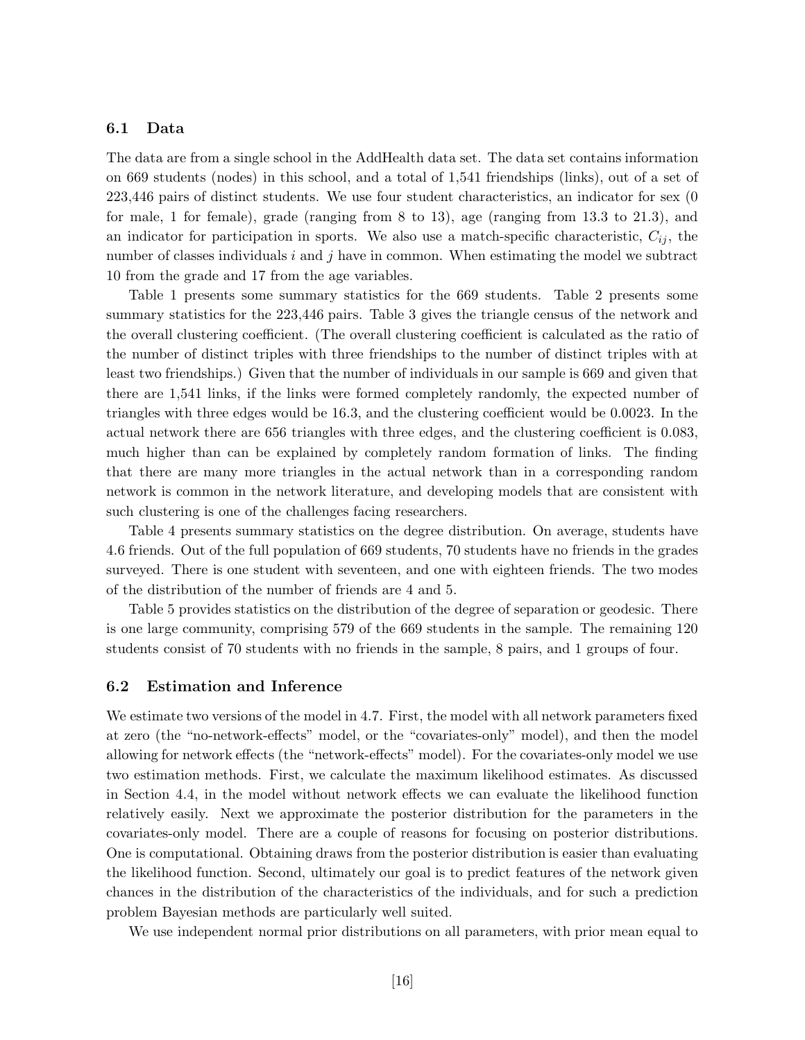### 6.1 Data

The data are from a single school in the AddHealth data set. The data set contains information on 669 students (nodes) in this school, and a total of 1,541 friendships (links), out of a set of 223,446 pairs of distinct students. We use four student characteristics, an indicator for sex (0 for male, 1 for female), grade (ranging from 8 to 13), age (ranging from 13.3 to 21.3), and an indicator for participation in sports. We also use a match-specific characteristic, $C_{ij}$, the number of classes individuals $i$ and $j$ have in common. When estimating the model we subtract 10 from the grade and 17 from the age variables.

Table 1 presents some summary statistics for the 669 students. Table 2 presents some summary statistics for the 223,446 pairs. Table 3 gives the triangle census of the network and the overall clustering coefficient. (The overall clustering coefficient is calculated as the ratio of the number of distinct triples with three friendships to the number of distinct triples with at least two friendships.) Given that the number of individuals in our sample is 669 and given that there are 1,541 links, if the links were formed completely randomly, the expected number of triangles with three edges would be 16.3, and the clustering coefficient would be 0.0023. In the actual network there are 656 triangles with three edges, and the clustering coefficient is 0.083, much higher than can be explained by completely random formation of links. The finding that there are many more triangles in the actual network than in a corresponding random network is common in the network literature, and developing models that are consistent with such clustering is one of the challenges facing researchers.

Table 4 presents summary statistics on the degree distribution. On average, students have 4.6 friends. Out of the full population of 669 students, 70 students have no friends in the grades surveyed. There is one student with seventeen, and one with eighteen friends. The two modes of the distribution of the number of friends are 4 and 5.

Table 5 provides statistics on the distribution of the degree of separation or geodesic. There is one large community, comprising 579 of the 669 students in the sample. The remaining 120 students consist of 70 students with no friends in the sample, 8 pairs, and 1 groups of four.

### 6.2 Estimation and Inference

We estimate two versions of the model in 4.7. First, the model with all network parameters fixed at zero (the "no-network-effects" model, or the "covariates-only" model), and then the model allowing for network effects (the "network-effects" model). For the covariates-only model we use two estimation methods. First, we calculate the maximum likelihood estimates. As discussed in Section 4.4, in the model without network effects we can evaluate the likelihood function relatively easily. Next we approximate the posterior distribution for the parameters in the covariates-only model. There are a couple of reasons for focusing on posterior distributions. One is computational. Obtaining draws from the posterior distribution is easier than evaluating the likelihood function. Second, ultimately our goal is to predict features of the network given chances in the distribution of the characteristics of the individuals, and for such a prediction problem Bayesian methods are particularly well suited.

We use independent normal prior distributions on all parameters, with prior mean equal to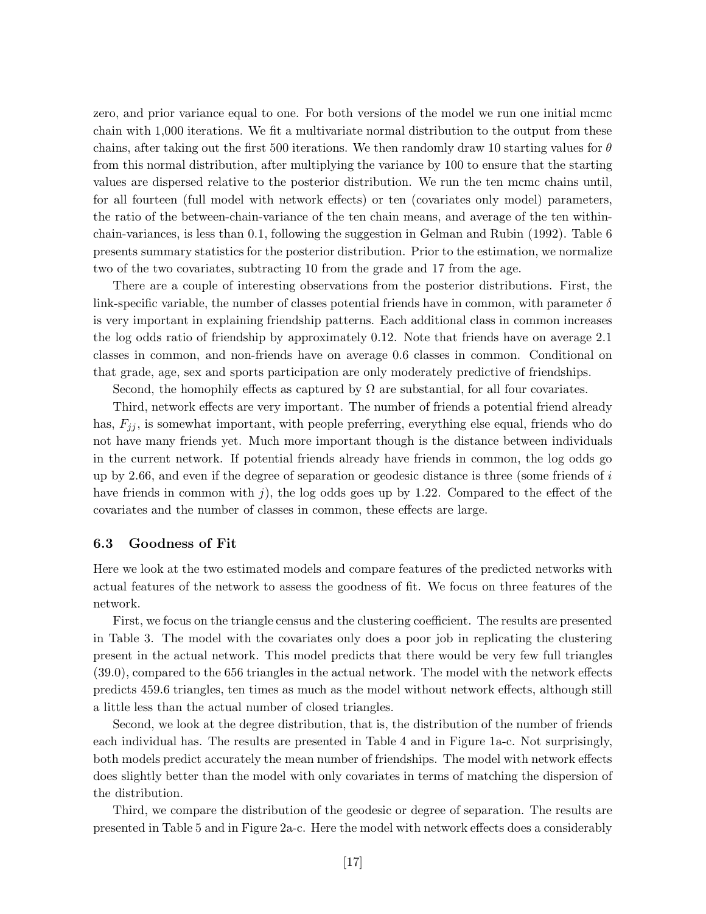zero, and prior variance equal to one. For both versions of the model we run one initial mcmc chain with 1,000 iterations. We fit a multivariate normal distribution to the output from these chains, after taking out the first 500 iterations. We then randomly draw 10 starting values for $\theta$ from this normal distribution, after multiplying the variance by 100 to ensure that the starting values are dispersed relative to the posterior distribution. We run the ten mcmc chains until, for all fourteen (full model with network effects) or ten (covariates only model) parameters, the ratio of the between-chain-variance of the ten chain means, and average of the ten within-chain-variances, is less than 0.1, following the suggestion in Gelman and Rubin (1992). Table 6 presents summary statistics for the posterior distribution. Prior to the estimation, we normalize two of the two covariates, subtracting 10 from the grade and 17 from the age.

There are a couple of interesting observations from the posterior distributions. First, the link-specific variable, the number of classes potential friends have in common, with parameter $\delta$ is very important in explaining friendship patterns. Each additional class in common increases the log odds ratio of friendship by approximately 0.12. Note that friends have on average 2.1 classes in common, and non-friends have on average 0.6 classes in common. Conditional on that grade, age, sex and sports participation are only moderately predictive of friendships.

Second, the homophily effects as captured by $\Omega$ are substantial, for all four covariates.

Third, network effects are very important. The number of friends a potential friend already has, $F_{jj}$, is somewhat important, with people preferring, everything else equal, friends who do not have many friends yet. Much more important though is the distance between individuals in the current network. If potential friends already have friends in common, the log odds go up by 2.66, and even if the degree of separation or geodesic distance is three (some friends of $i$ have friends in common with $j$), the log odds goes up by 1.22. Compared to the effect of the covariates and the number of classes in common, these effects are large.

### 6.3 Goodness of Fit

Here we look at the two estimated models and compare features of the predicted networks with actual features of the network to assess the goodness of fit. We focus on three features of the network.

First, we focus on the triangle census and the clustering coefficient. The results are presented in Table 3. The model with the covariates only does a poor job in replicating the clustering present in the actual network. This model predicts that there would be very few full triangles (39.0), compared to the 656 triangles in the actual network. The model with the network effects predicts 459.6 triangles, ten times as much as the model without network effects, although still a little less than the actual number of closed triangles.

Second, we look at the degree distribution, that is, the distribution of the number of friends each individual has. The results are presented in Table 4 and in Figure 1a-c. Not surprisingly, both models predict accurately the mean number of friendships. The model with network effects does slightly better than the model with only covariates in terms of matching the dispersion of the distribution.

Third, we compare the distribution of the geodesic or degree of separation. The results are presented in Table 5 and in Figure 2a-c. Here the model with network effects does a considerably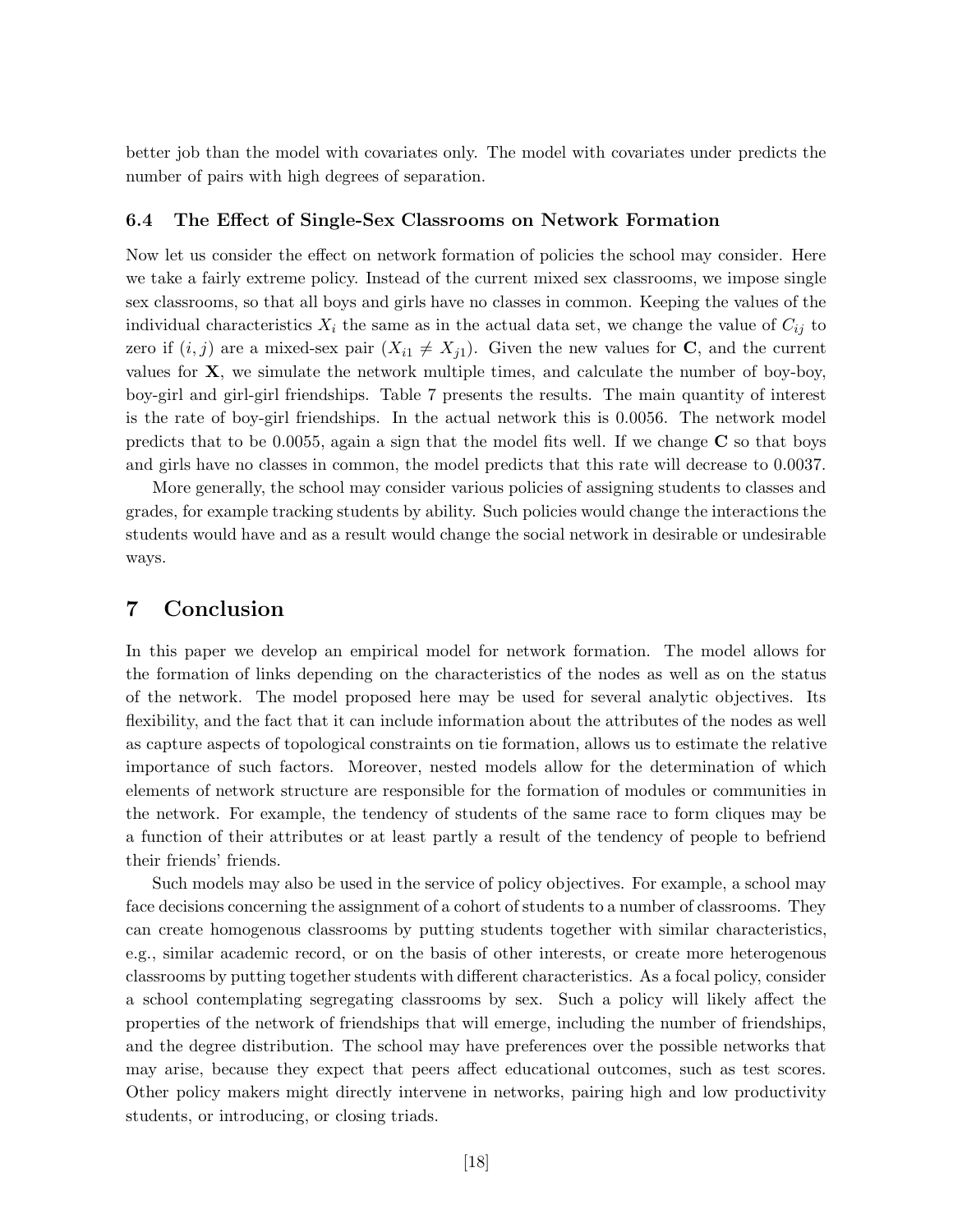better job than the model with covariates only. The model with covariates under predicts the number of pairs with high degrees of separation.

### 6.4 The Effect of Single-Sex Classrooms on Network Formation

Now let us consider the effect on network formation of policies the school may consider. Here we take a fairly extreme policy. Instead of the current mixed sex classrooms, we impose single sex classrooms, so that all boys and girls have no classes in common. Keeping the values of the individual characteristics $X_i$ the same as in the actual data set, we change the value of $C_{ij}$ to zero if $(i, j)$ are a mixed-sex pair $(X_{i1} \neq X_{j1})$. Given the new values for $\mathbf{C}$, and the current values for $\mathbf{X}$, we simulate the network multiple times, and calculate the number of boy-boy, boy-girl and girl-girl friendships. Table 7 presents the results. The main quantity of interest is the rate of boy-girl friendships. In the actual network this is 0.0056. The network model predicts that to be 0.0055, again a sign that the model fits well. If we change $\mathbf{C}$ so that boys and girls have no classes in common, the model predicts that this rate will decrease to 0.0037.

More generally, the school may consider various policies of assigning students to classes and grades, for example tracking students by ability. Such policies would change the interactions the students would have and as a result would change the social network in desirable or undesirable ways.

## 7 Conclusion

In this paper we develop an empirical model for network formation. The model allows for the formation of links depending on the characteristics of the nodes as well as on the status of the network. The model proposed here may be used for several analytic objectives. Its flexibility, and the fact that it can include information about the attributes of the nodes as well as capture aspects of topological constraints on tie formation, allows us to estimate the relative importance of such factors. Moreover, nested models allow for the determination of which elements of network structure are responsible for the formation of modules or communities in the network. For example, the tendency of students of the same race to form cliques may be a function of their attributes or at least partly a result of the tendency of people to befriend their friends' friends.

Such models may also be used in the service of policy objectives. For example, a school may face decisions concerning the assignment of a cohort of students to a number of classrooms. They can create homogenous classrooms by putting students together with similar characteristics, e.g., similar academic record, or on the basis of other interests, or create more heterogenous classrooms by putting together students with different characteristics. As a focal policy, consider a school contemplating segregating classrooms by sex. Such a policy will likely affect the properties of the network of friendships that will emerge, including the number of friendships, and the degree distribution. The school may have preferences over the possible networks that may arise, because they expect that peers affect educational outcomes, such as test scores. Other policy makers might directly intervene in networks, pairing high and low productivity students, or introducing, or closing triads.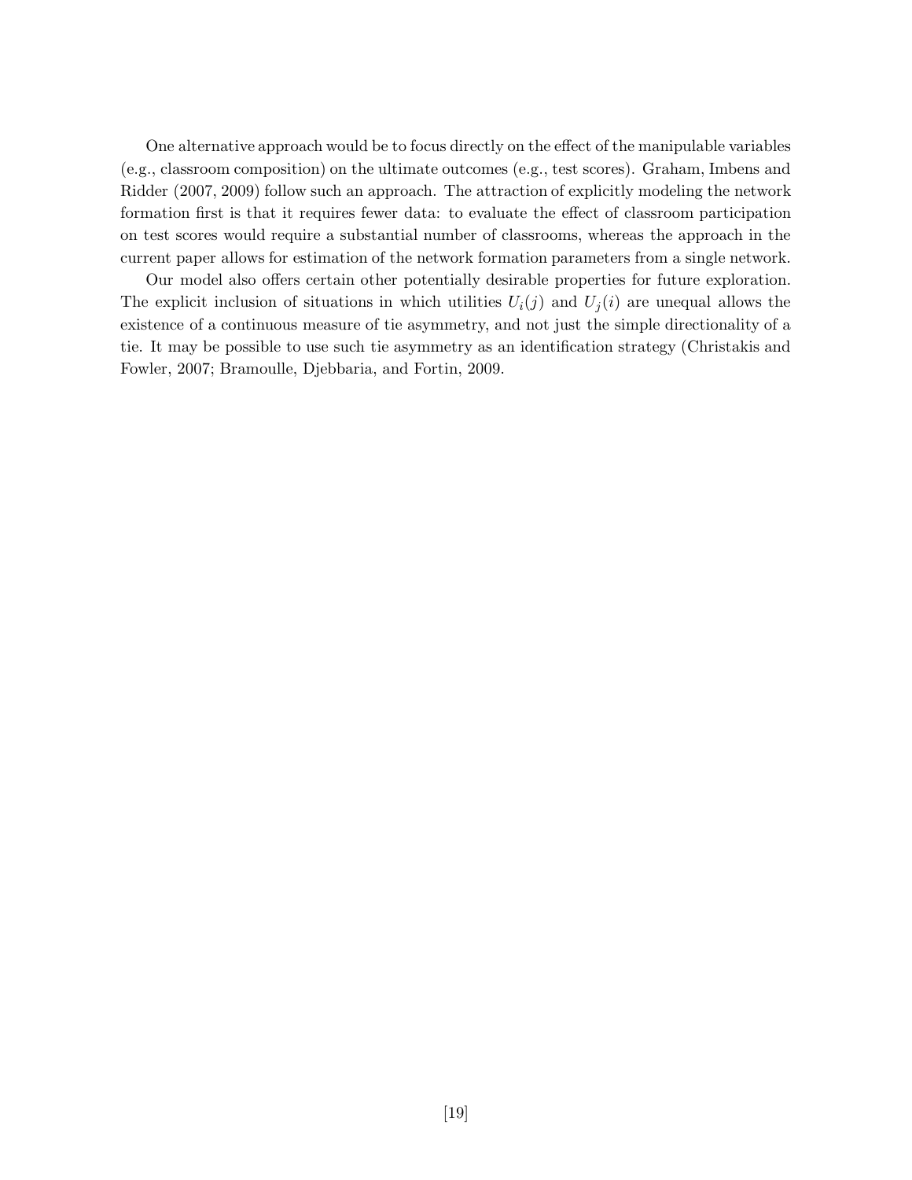One alternative approach would be to focus directly on the effect of the manipulable variables (e.g., classroom composition) on the ultimate outcomes (e.g., test scores). Graham, Imbens and Ridder (2007, 2009) follow such an approach. The attraction of explicitly modeling the network formation first is that it requires fewer data: to evaluate the effect of classroom participation on test scores would require a substantial number of classrooms, whereas the approach in the current paper allows for estimation of the network formation parameters from a single network.

Our model also offers certain other potentially desirable properties for future exploration. The explicit inclusion of situations in which utilities $U_i(j)$ and $U_j(i)$ are unequal allows the existence of a continuous measure of tie asymmetry, and not just the simple directionality of a tie. It may be possible to use such tie asymmetry as an identification strategy (Christakis and Fowler, 2007; Bramoulle, Djebbaria, and Fortin, 2009.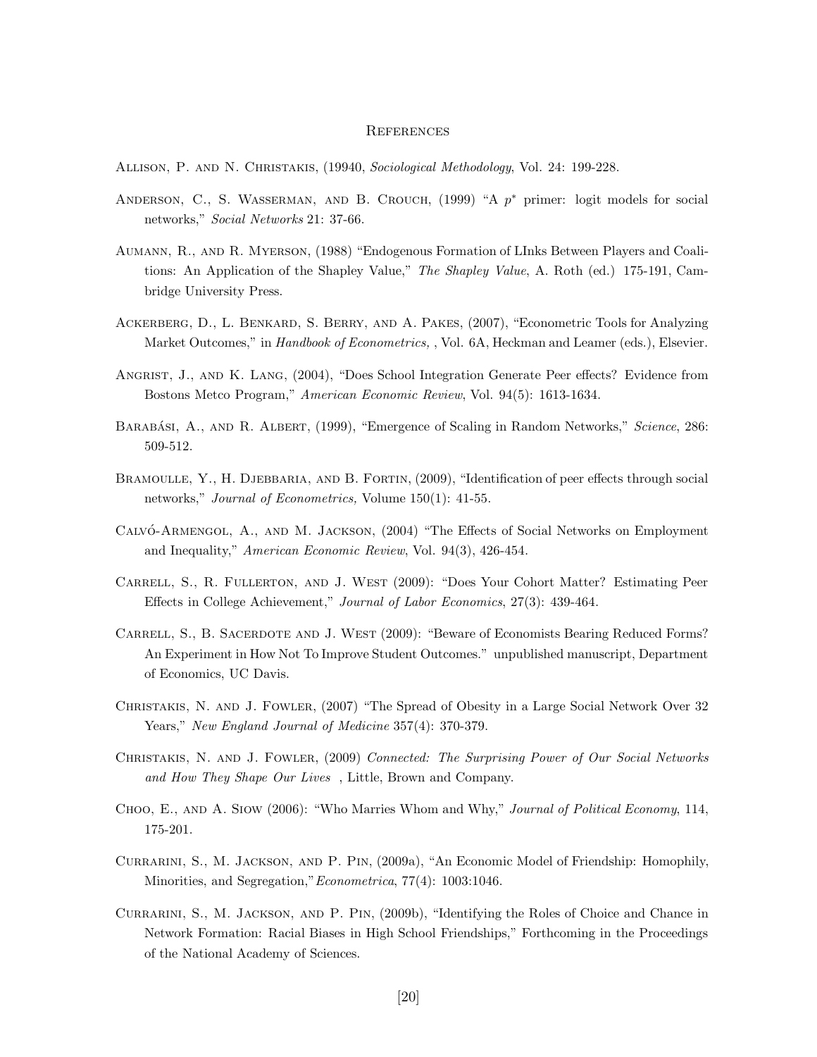# References

Allison, P. and N. Christakis, (19940, *Sociological Methodology*, Vol. 24: 199-228.

Anderson, C., S. Wasserman, and B. Crouch, (1999) "A $p^*$ primer: logit models for social networks," *Social Networks* 21: 37-66.

Aumann, R., and R. Myerson, (1988) "Endogenous Formation of LInks Between Players and Coalitions: An Application of the Shapley Value," *The Shapley Value*, A. Roth (ed.) 175-191, Cambridge University Press.

Ackerberg, D., L. Benkard, S. Berry, and A. Pakes, (2007), "Econometric Tools for Analyzing Market Outcomes," in *Handbook of Econometrics,* , Vol. 6A, Heckman and Leamer (eds.), Elsevier.

Angrist, J., and K. Lang, (2004), "Does School Integration Generate Peer effects? Evidence from Bostons Metco Program," *American Economic Review*, Vol. 94(5): 1613-1634.

Barabási, A., and R. Albert, (1999), "Emergence of Scaling in Random Networks," *Science*, 286: 509-512.

Bramoulle, Y., H. Djebbaria, and B. Fortin, (2009), "Identification of peer effects through social networks," *Journal of Econometrics,* Volume 150(1): 41-55.

Calvó-Armengol, A., and M. Jackson, (2004) "The Effects of Social Networks on Employment and Inequality," *American Economic Review*, Vol. 94(3), 426-454.

Carrell, S., R. Fullerton, and J. West (2009): "Does Your Cohort Matter? Estimating Peer Effects in College Achievement," *Journal of Labor Economics*, 27(3): 439-464.

Carrell, S., B. Sacerdote and J. West (2009): "Beware of Economists Bearing Reduced Forms? An Experiment in How Not To Improve Student Outcomes." unpublished manuscript, Department of Economics, UC Davis.

Christakis, N. and J. Fowler, (2007) "The Spread of Obesity in a Large Social Network Over 32 Years," *New England Journal of Medicine* 357(4): 370-379.

Christakis, N. and J. Fowler, (2009) *Connected: The Surprising Power of Our Social Networks and How They Shape Our Lives* , Little, Brown and Company.

Choo, E., and A. Siow (2006): "Who Marries Whom and Why," *Journal of Political Economy*, 114, 175-201.

Currarini, S., M. Jackson, and P. Pin, (2009a), "An Economic Model of Friendship: Homophily, Minorities, and Segregation,"*Econometrica*, 77(4): 1003:1046.

Currarini, S., M. Jackson, and P. Pin, (2009b), "Identifying the Roles of Choice and Chance in Network Formation: Racial Biases in High School Friendships," Forthcoming in the Proceedings of the National Academy of Sciences.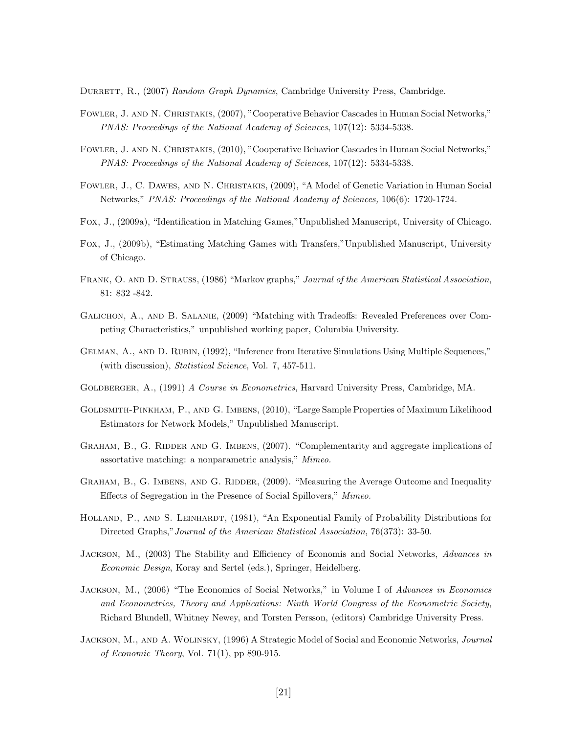Durrett, R., (2007) *Random Graph Dynamics*, Cambridge University Press, Cambridge.

Fowler, J. and N. Christakis, (2007), "Cooperative Behavior Cascades in Human Social Networks," *PNAS: Proceedings of the National Academy of Sciences*, 107(12): 5334-5338.

Fowler, J. and N. Christakis, (2010), "Cooperative Behavior Cascades in Human Social Networks," *PNAS: Proceedings of the National Academy of Sciences*, 107(12): 5334-5338.

Fowler, J., C. Dawes, and N. Christakis, (2009), "A Model of Genetic Variation in Human Social Networks," *PNAS: Proceedings of the National Academy of Sciences,* 106(6): 1720-1724.

Fox, J., (2009a), "Identification in Matching Games,"Unpublished Manuscript, University of Chicago.

Fox, J., (2009b), "Estimating Matching Games with Transfers,"Unpublished Manuscript, University of Chicago.

Frank, O. and D. Strauss, (1986) "Markov graphs," *Journal of the American Statistical Association*, 81: 832 -842.

Galichon, A., and B. Salanie, (2009) "Matching with Tradeoffs: Revealed Preferences over Competing Characteristics," unpublished working paper, Columbia University.

Gelman, A., and D. Rubin, (1992), "Inference from Iterative Simulations Using Multiple Sequences," (with discussion), *Statistical Science*, Vol. 7, 457-511.

Goldberger, A., (1991) *A Course in Econometrics*, Harvard University Press, Cambridge, MA.

Goldsmith-Pinkham, P., and G. Imbens, (2010), "Large Sample Properties of Maximum Likelihood Estimators for Network Models," Unpublished Manuscript.

Graham, B., G. Ridder and G. Imbens, (2007). "Complementarity and aggregate implications of assortative matching: a nonparametric analysis," *Mimeo.*

Graham, B., G. Imbens, and G. Ridder, (2009). "Measuring the Average Outcome and Inequality Effects of Segregation in the Presence of Social Spillovers," *Mimeo.*

Holland, P., and S. Leinhardt, (1981), "An Exponential Family of Probability Distributions for Directed Graphs,"*Journal of the American Statistical Association*, 76(373): 33-50.

Jackson, M., (2003) The Stability and Efficiency of Economis and Social Networks, *Advances in Economic Design*, Koray and Sertel (eds.), Springer, Heidelberg.

Jackson, M., (2006) "The Economics of Social Networks," in Volume I of *Advances in Economics and Econometrics, Theory and Applications: Ninth World Congress of the Econometric Society*, Richard Blundell, Whitney Newey, and Torsten Persson, (editors) Cambridge University Press.

Jackson, M., and A. Wolinsky, (1996) A Strategic Model of Social and Economic Networks, *Journal of Economic Theory*, Vol. 71(1), pp 890-915.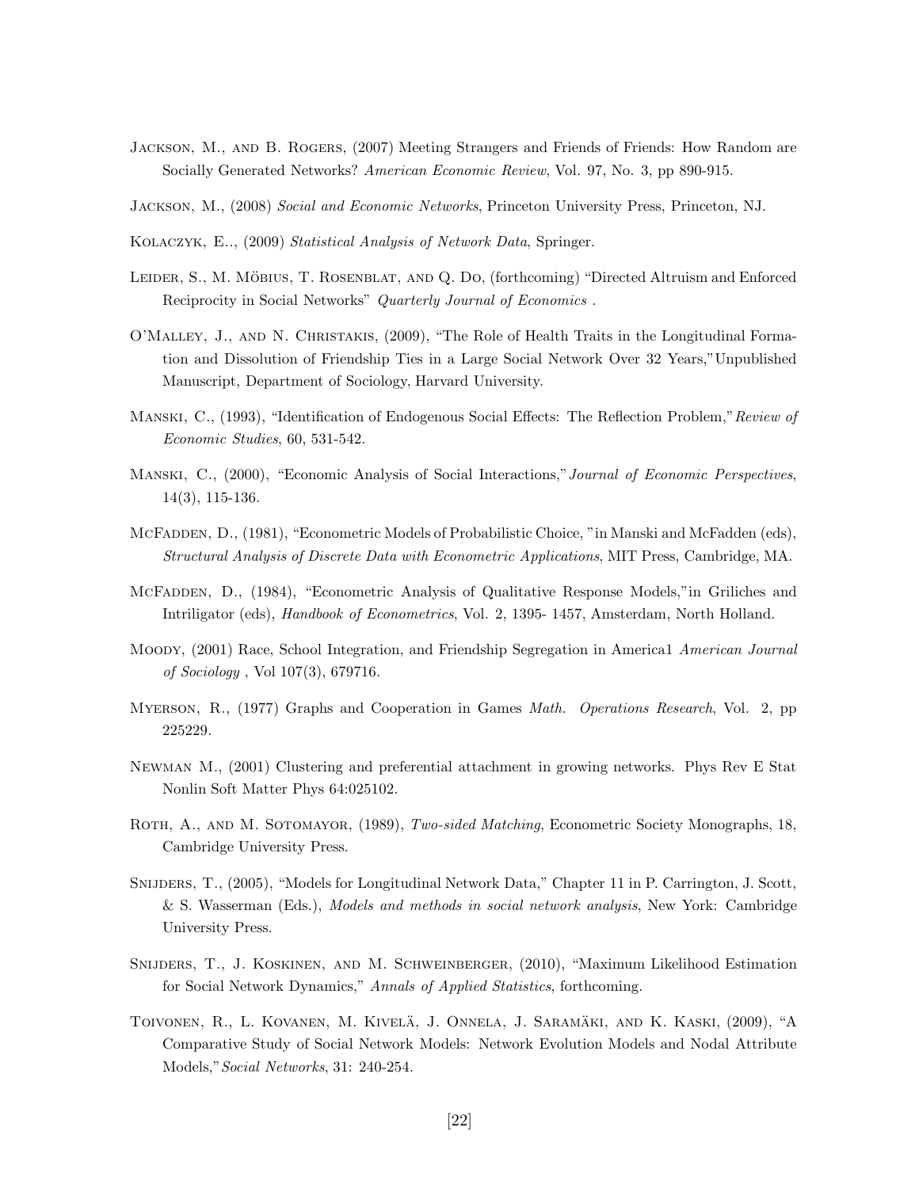Jackson, M., and B. Rogers, (2007) Meeting Strangers and Friends of Friends: How Random are Socially Generated Networks? *American Economic Review*, Vol. 97, No. 3, pp 890-915.

Jackson, M., (2008) *Social and Economic Networks*, Princeton University Press, Princeton, NJ.

Kolaczyk, E.., (2009) *Statistical Analysis of Network Data*, Springer.

Leider, S., M. Möbius, T. Rosenblat, and Q. Do, (forthcoming) "Directed Altruism and Enforced Reciprocity in Social Networks" *Quarterly Journal of Economics* .

O'Malley, J., and N. Christakis, (2009), "The Role of Health Traits in the Longitudinal Formation and Dissolution of Friendship Ties in a Large Social Network Over 32 Years,"Unpublished Manuscript, Department of Sociology, Harvard University.

Manski, C., (1993), "Identification of Endogenous Social Effects: The Reflection Problem,"*Review of Economic Studies*, 60, 531-542.

Manski, C., (2000), "Economic Analysis of Social Interactions,"*Journal of Economic Perspectives*, 14(3), 115-136.

McFadden, D., (1981), "Econometric Models of Probabilistic Choice, "in Manski and McFadden (eds), *Structural Analysis of Discrete Data with Econometric Applications*, MIT Press, Cambridge, MA.

McFadden, D., (1984), "Econometric Analysis of Qualitative Response Models,"in Griliches and Intriligator (eds), *Handbook of Econometrics*, Vol. 2, 1395- 1457, Amsterdam, North Holland.

Moody, (2001) Race, School Integration, and Friendship Segregation in America1 *American Journal of Sociology* , Vol 107(3), 679716.

Myerson, R., (1977) Graphs and Cooperation in Games *Math. Operations Research*, Vol. 2, pp 225229.

Newman M., (2001) Clustering and preferential attachment in growing networks. Phys Rev E Stat Nonlin Soft Matter Phys 64:025102.

Roth, A., and M. Sotomayor, (1989), *Two-sided Matching*, Econometric Society Monographs, 18, Cambridge University Press.

Snijders, T., (2005), "Models for Longitudinal Network Data," Chapter 11 in P. Carrington, J. Scott, & S. Wasserman (Eds.), *Models and methods in social network analysis*, New York: Cambridge University Press.

Snijders, T., J. Koskinen, and M. Schweinberger, (2010), "Maximum Likelihood Estimation for Social Network Dynamics," *Annals of Applied Statistics*, forthcoming.

Toivonen, R., L. Kovanen, M. Kivelä, J. Onnela, J. Saramäki, and K. Kaski, (2009), "A Comparative Study of Social Network Models: Network Evolution Models and Nodal Attribute Models,"*Social Networks*, 31: 240-254.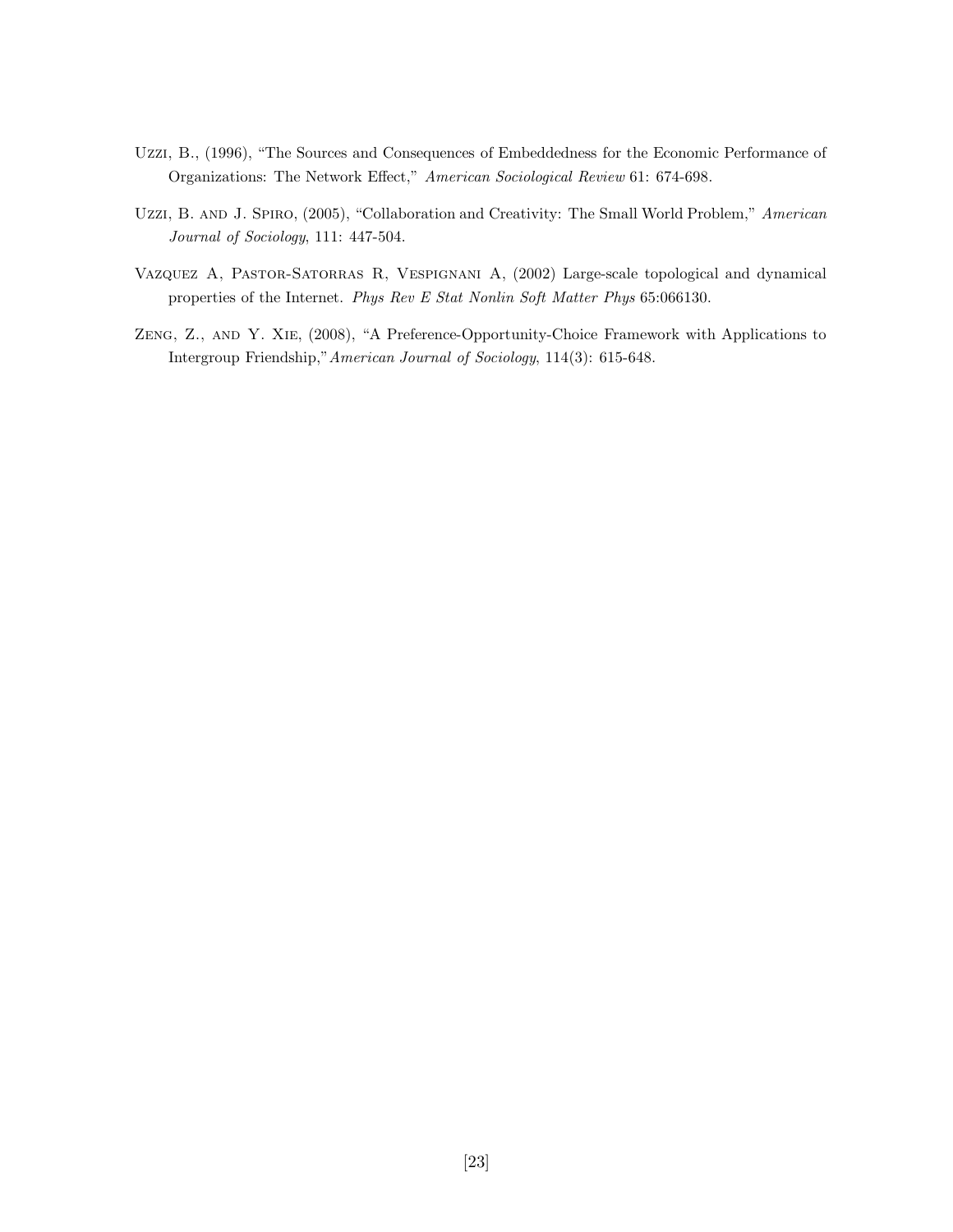Uzzi, B., (1996), "The Sources and Consequences of Embeddedness for the Economic Performance of Organizations: The Network Effect," *American Sociological Review* 61: 674-698.

Uzzi, B. and J. Spiro, (2005), "Collaboration and Creativity: The Small World Problem," *American Journal of Sociology*, 111: 447-504.

Vazquez A, Pastor-Satorras R, Vespignani A, (2002) Large-scale topological and dynamical properties of the Internet. *Phys Rev E Stat Nonlin Soft Matter Phys* 65:066130.

Zeng, Z., and Y. Xie, (2008), "A Preference-Opportunity-Choice Framework with Applications to Intergroup Friendship,"*American Journal of Sociology*, 114(3): 615-648.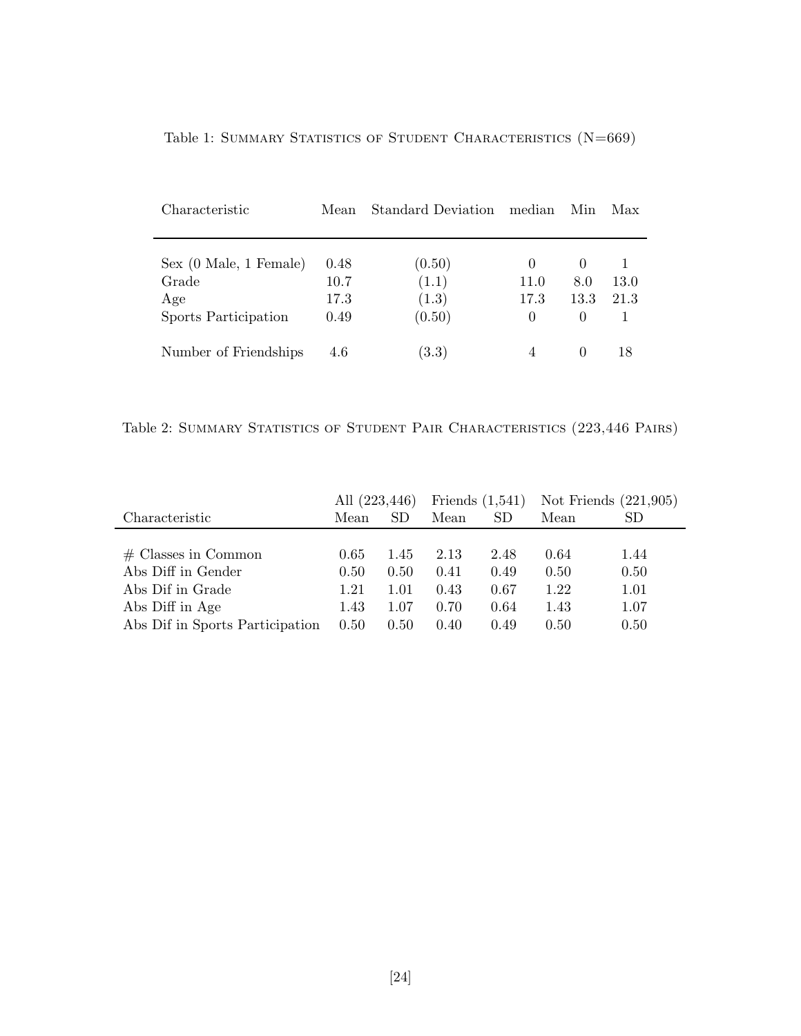Table 1: Summary Statistics of Student Characteristics (N=669)

| Characteristic | Mean | Standard Deviation | median | Min | Max |
|---|---|---|---|---|---|
| Sex (0 Male, 1 Female) | 0.48 | (0.50) | 0 | 0 | 1 |
| Grade | 10.7 | (1.1) | 11.0 | 8.0 | 13.0 |
| Age | 17.3 | (1.3) | 17.3 | 13.3 | 21.3 |
| Sports Participation | 0.49 | (0.50) | 0 | 0 | 1 |
| Number of Friendships | 4.6 | (3.3) | 4 | 0 | 18 |

Table 2: Summary Statistics of Student Pair Characteristics (223,446 Pairs)

| | All (223,446) | | Friends (1,541) | | Not Friends (221,905) | |
|---|---|---|---|---|---|---|
| Characteristic | Mean | SD | Mean | SD | Mean | SD |
| # Classes in Common | 0.65 | 1.45 | 2.13 | 2.48 | 0.64 | 1.44 |
| Abs Diff in Gender | 0.50 | 0.50 | 0.41 | 0.49 | 0.50 | 0.50 |
| Abs Dif in Grade | 1.21 | 1.01 | 0.43 | 0.67 | 1.22 | 1.01 |
| Abs Diff in Age | 1.43 | 1.07 | 0.70 | 0.64 | 1.43 | 1.07 |
| Abs Dif in Sports Participation | 0.50 | 0.50 | 0.40 | 0.49 | 0.50 | 0.50 |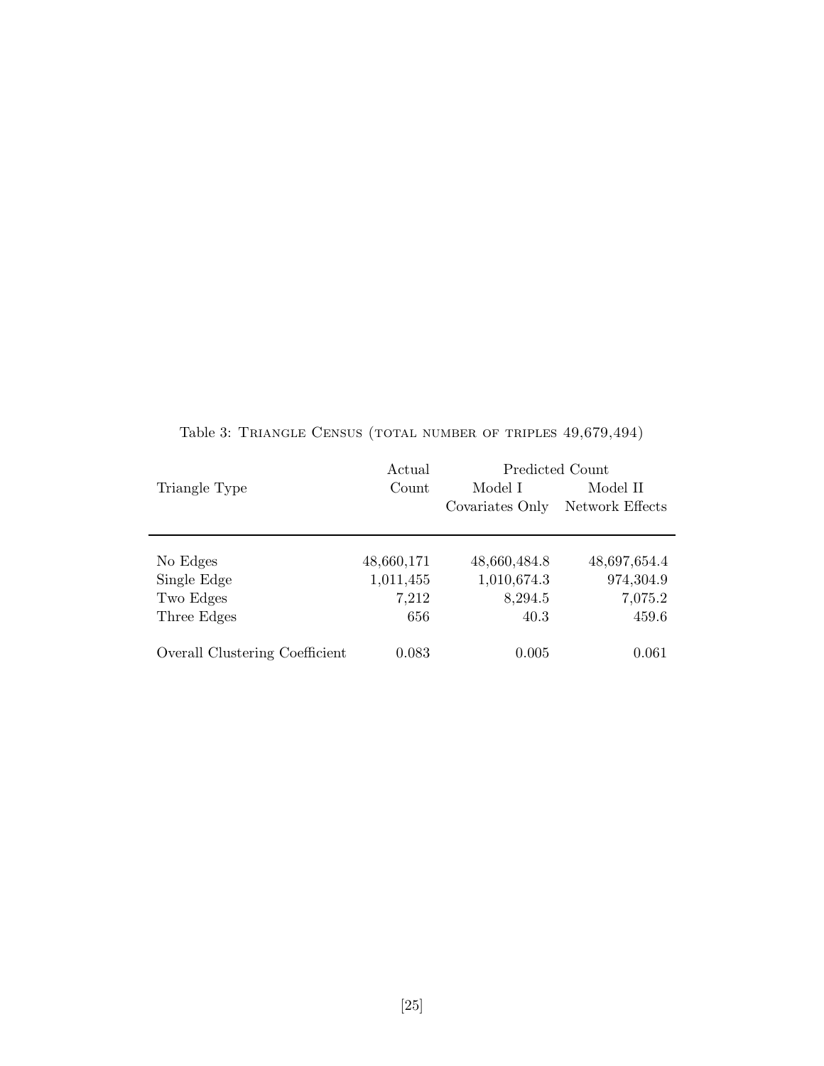Table 3: TRIANGLE CENSUS (TOTAL NUMBER OF TRIPLES 49,679,494)

| Triangle Type | Actual Count | Predicted Count Model I Covariates Only | Model II Network Effects |
|---|---|---|---|
| No Edges | 48,660,171 | 48,660,484.8 | 48,697,654.4 |
| Single Edge | 1,011,455 | 1,010,674.3 | 974,304.9 |
| Two Edges | 7,212 | 8,294.5 | 7,075.2 |
| Three Edges | 656 | 40.3 | 459.6 |
| Overall Clustering Coefficient | 0.083 | 0.005 | 0.061 |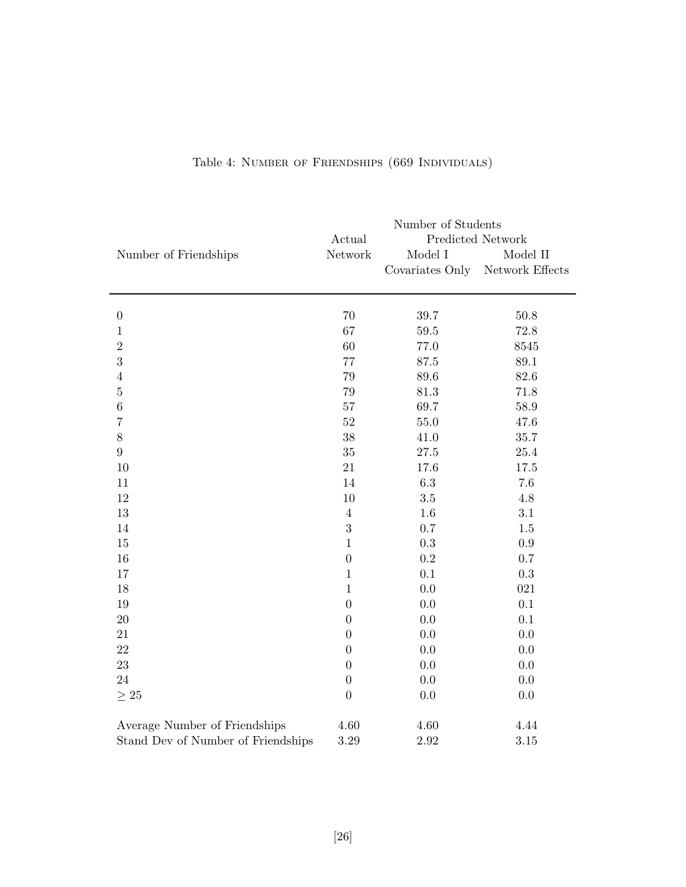Table 4: Number of Friendships (669 Individuals)

| Number of Friendships | Number of Students | | |
|---|---|---|---|
| | Actual Network | Predicted Network | |
| | | Model I Covariates Only | Model II Network Effects |
| 0 | 70 | 39.7 | 50.8 |
| 1 | 67 | 59.5 | 72.8 |
| 2 | 60 | 77.0 | 8545 |
| 3 | 77 | 87.5 | 89.1 |
| 4 | 79 | 89.6 | 82.6 |
| 5 | 79 | 81.3 | 71.8 |
| 6 | 57 | 69.7 | 58.9 |
| 7 | 52 | 55.0 | 47.6 |
| 8 | 38 | 41.0 | 35.7 |
| 9 | 35 | 27.5 | 25.4 |
| 10 | 21 | 17.6 | 17.5 |
| 11 | 14 | 6.3 | 7.6 |
| 12 | 10 | 3.5 | 4.8 |
| 13 | 4 | 1.6 | 3.1 |
| 14 | 3 | 0.7 | 1.5 |
| 15 | 1 | 0.3 | 0.9 |
| 16 | 0 | 0.2 | 0.7 |
| 17 | 1 | 0.1 | 0.3 |
| 18 | 1 | 0.0 | 021 |
| 19 | 0 | 0.0 | 0.1 |
| 20 | 0 | 0.0 | 0.1 |
| 21 | 0 | 0.0 | 0.0 |
| 22 | 0 | 0.0 | 0.0 |
| 23 | 0 | 0.0 | 0.0 |
| 24 | 0 | 0.0 | 0.0 |
| $\geq 25$ | 0 | 0.0 | 0.0 |
| Average Number of Friendships | 4.60 | 4.60 | 4.44 |
| Stand Dev of Number of Friendships | 3.29 | 2.92 | 3.15 |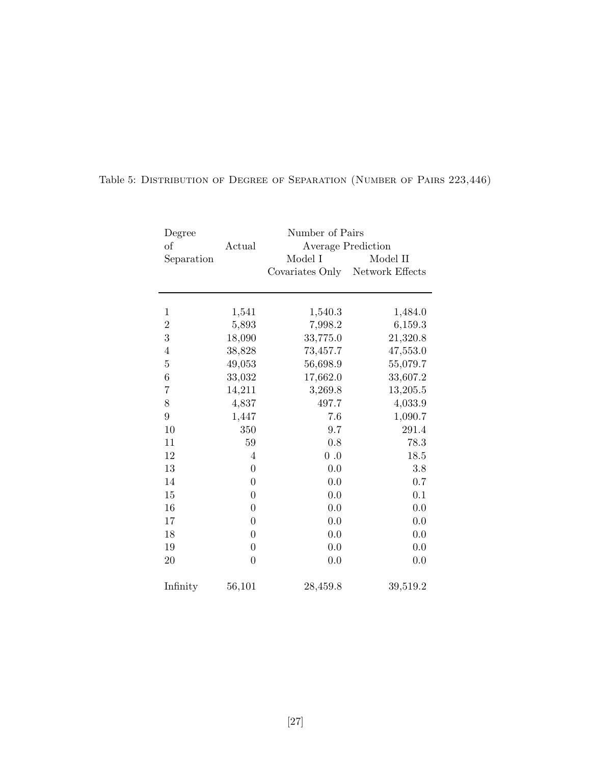Table 5: Distribution of Degree of Separation (Number of Pairs 223,446)

| Degree of Separation | Actual | Number of Pairs Average Prediction Model I Covariates Only | Model II Network Effects |
|---|---|---|---|
| 1 | 1,541 | 1,540.3 | 1,484.0 |
| 2 | 5,893 | 7,998.2 | 6,159.3 |
| 3 | 18,090 | 33,775.0 | 21,320.8 |
| 4 | 38,828 | 73,457.7 | 47,553.0 |
| 5 | 49,053 | 56,698.9 | 55,079.7 |
| 6 | 33,032 | 17,662.0 | 33,607.2 |
| 7 | 14,211 | 3,269.8 | 13,205.5 |
| 8 | 4,837 | 497.7 | 4,033.9 |
| 9 | 1,447 | 7.6 | 1,090.7 |
| 10 | 350 | 9.7 | 291.4 |
| 11 | 59 | 0.8 | 78.3 |
| 12 | 4 | 0 .0 | 18.5 |
| 13 | 0 | 0.0 | 3.8 |
| 14 | 0 | 0.0 | 0.7 |
| 15 | 0 | 0.0 | 0.1 |
| 16 | 0 | 0.0 | 0.0 |
| 17 | 0 | 0.0 | 0.0 |
| 18 | 0 | 0.0 | 0.0 |
| 19 | 0 | 0.0 | 0.0 |
| 20 | 0 | 0.0 | 0.0 |
| Infinity | 56,101 | 28,459.8 | 39,519.2 |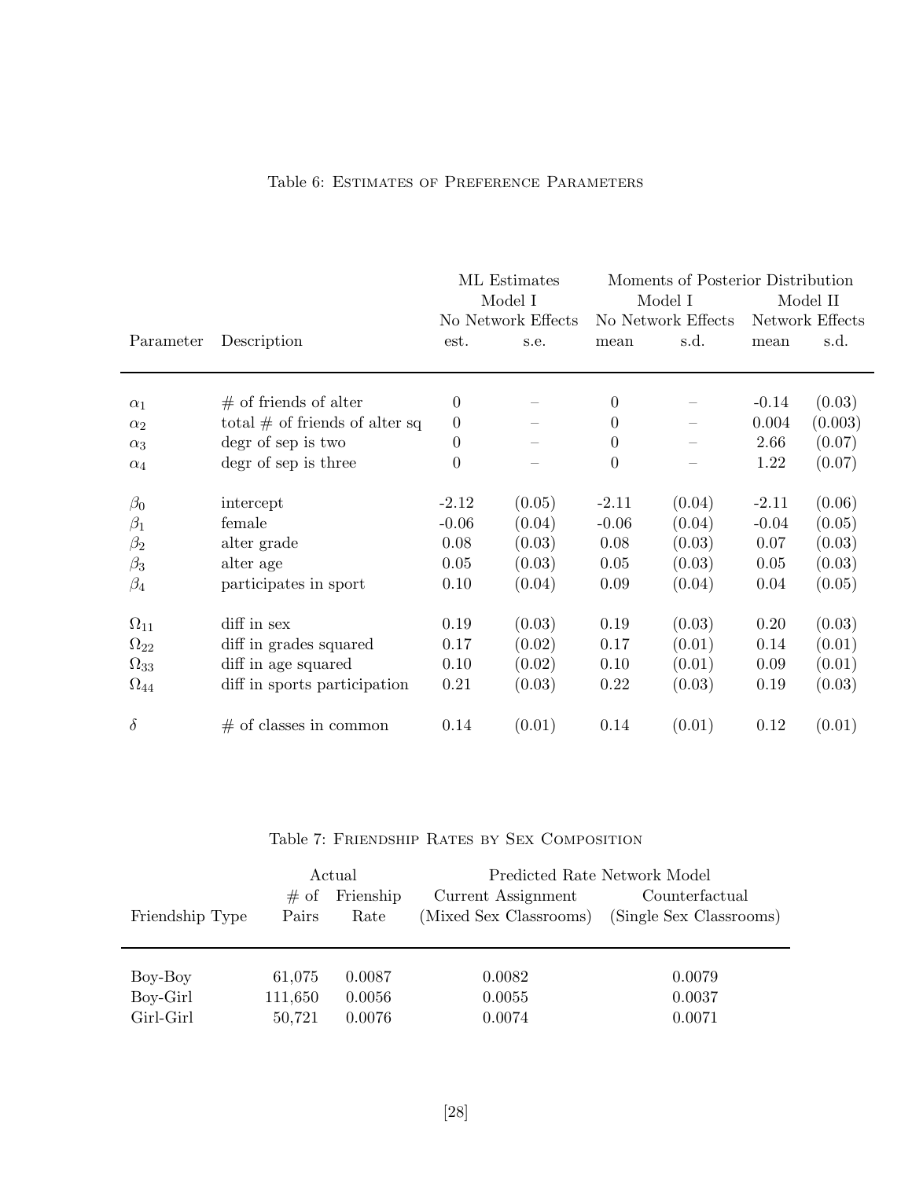Table 6: ESTIMATES OF PREFERENCE PARAMETERS

| Parameter | Description | ML Estimates Model I No Network Effects est. | s.e. | Moments of Posterior Distribution Model I No Network Effects mean | s.d. | Model II Network Effects mean | s.d. |
|---|---|---|---|---|---|---|---|
| $\alpha_1$ | # of friends of alter | 0 | – | 0 | – | -0.14 | (0.03) |
| $\alpha_2$ | total # of friends of alter sq | 0 | – | 0 | – | 0.004 | (0.003) |
| $\alpha_3$ | degr of sep is two | 0 | – | 0 | – | 2.66 | (0.07) |
| $\alpha_4$ | degr of sep is three | 0 | – | 0 | – | 1.22 | (0.07) |
| $\beta_0$ | intercept | -2.12 | (0.05) | -2.11 | (0.04) | -2.11 | (0.06) |
| $\beta_1$ | female | -0.06 | (0.04) | -0.06 | (0.04) | -0.04 | (0.05) |
| $\beta_2$ | alter grade | 0.08 | (0.03) | 0.08 | (0.03) | 0.07 | (0.03) |
| $\beta_3$ | alter age | 0.05 | (0.03) | 0.05 | (0.03) | 0.05 | (0.03) |
| $\beta_4$ | participates in sport | 0.10 | (0.04) | 0.09 | (0.04) | 0.04 | (0.05) |
| $\Omega_{11}$ | diff in sex | 0.19 | (0.03) | 0.19 | (0.03) | 0.20 | (0.03) |
| $\Omega_{22}$ | diff in grades squared | 0.17 | (0.02) | 0.17 | (0.01) | 0.14 | (0.01) |
| $\Omega_{33}$ | diff in age squared | 0.10 | (0.02) | 0.10 | (0.01) | 0.09 | (0.01) |
| $\Omega_{44}$ | diff in sports participation | 0.21 | (0.03) | 0.22 | (0.03) | 0.19 | (0.03) |
| $\delta$ | # of classes in common | 0.14 | (0.01) | 0.14 | (0.01) | 0.12 | (0.01) |

Table 7: FRIENDSHIP RATES BY SEX COMPOSITION

| Friendship Type | Actual # of Pairs | Frienship Rate | Predicted Rate Network Model Current Assignment (Mixed Sex Classrooms) | Counterfactual (Single Sex Classrooms) |
|---|---|---|---|---|
| Boy-Boy | 61,075 | 0.0087 | 0.0082 | 0.0079 |
| Boy-Girl | 111,650 | 0.0056 | 0.0055 | 0.0037 |
| Girl-Girl | 50,721 | 0.0076 | 0.0074 | 0.0071 |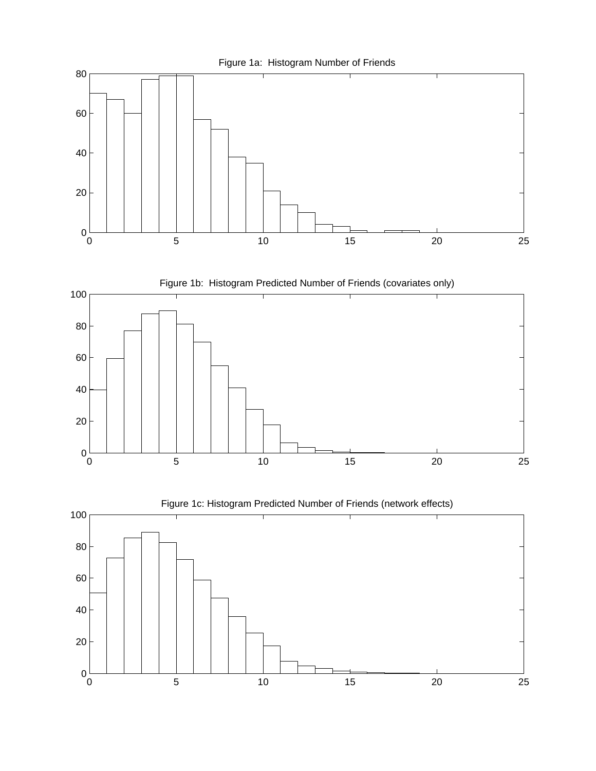Figure 1a: Histogram Number of Friends

Figure 1b: Histogram Predicted Number of Friends (covariates only)

Figure 1c: Histogram Predicted Number of Friends (network effects)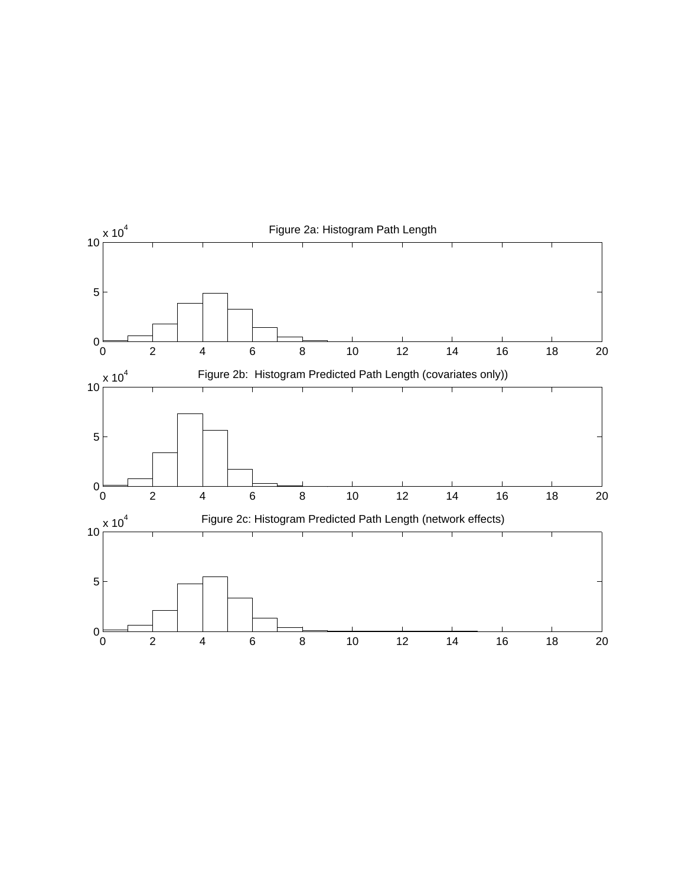Figure 2a: Histogram Path Length

x $10^4$

10

5

0

0 2 4 6 8 10 12 14 16 18 20

Figure 2b: Histogram Predicted Path Length (covariates only))

x $10^4$

10

5

0

0 2 4 6 8 10 12 14 16 18 20

Figure 2c: Histogram Predicted Path Length (network effects)

x $10^4$

10

5

0

0 2 4 6 8 10 12 14 16 18 20